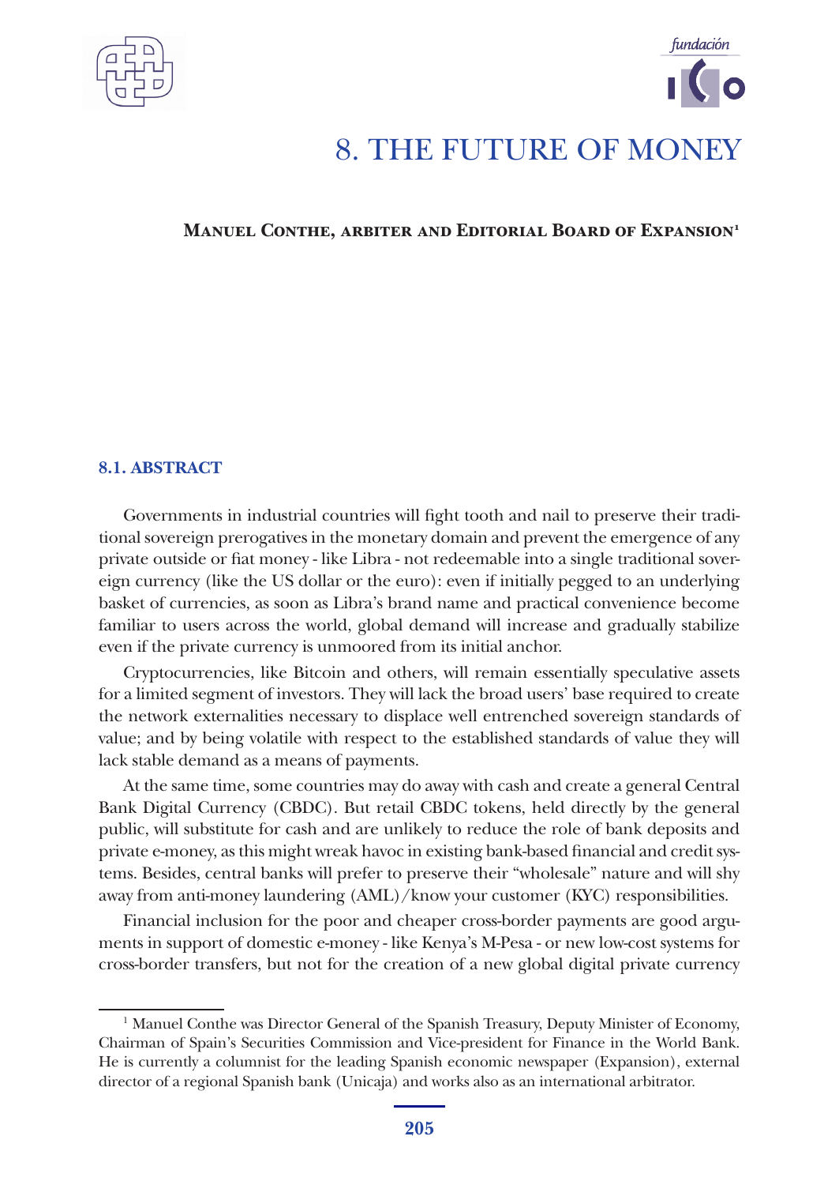# 8. THE FUTURE OF MONEY

**Manuel Conthe, arbiter and Editorial Board of Expansion**[1]

## 8.1. ABSTRACT

Governments in industrial countries will fight tooth and nail to preserve their traditional sovereign prerogatives in the monetary domain and prevent the emergence of any private outside or fiat money - like Libra - not redeemable into a single traditional sovereign currency (like the US dollar or the euro): even if initially pegged to an underlying basket of currencies, as soon as Libra's brand name and practical convenience become familiar to users across the world, global demand will increase and gradually stabilize even if the private currency is unmoored from its initial anchor.

Cryptocurrencies, like Bitcoin and others, will remain essentially speculative assets for a limited segment of investors. They will lack the broad users' base required to create the network externalities necessary to displace well entrenched sovereign standards of value; and by being volatile with respect to the established standards of value they will lack stable demand as a means of payments.

At the same time, some countries may do away with cash and create a general Central Bank Digital Currency (CBDC). But retail CBDC tokens, held directly by the general public, will substitute for cash and are unlikely to reduce the role of bank deposits and private e-money, as this might wreak havoc in existing bank-based financial and credit systems. Besides, central banks will prefer to preserve their "wholesale" nature and will shy away from anti-money laundering (AML)/know your customer (KYC) responsibilities.

Financial inclusion for the poor and cheaper cross-border payments are good arguments in support of domestic e-money - like Kenya's M-Pesa - or new low-cost systems for cross-border transfers, but not for the creation of a new global digital private currency

---

[1] Manuel Conthe was Director General of the Spanish Treasury, Deputy Minister of Economy, Chairman of Spain's Securities Commission and Vice-president for Finance in the World Bank. He is currently a columnist for the leading Spanish economic newspaper (Expansion), external director of a regional Spanish bank (Unicaja) and works also as an international arbitrator.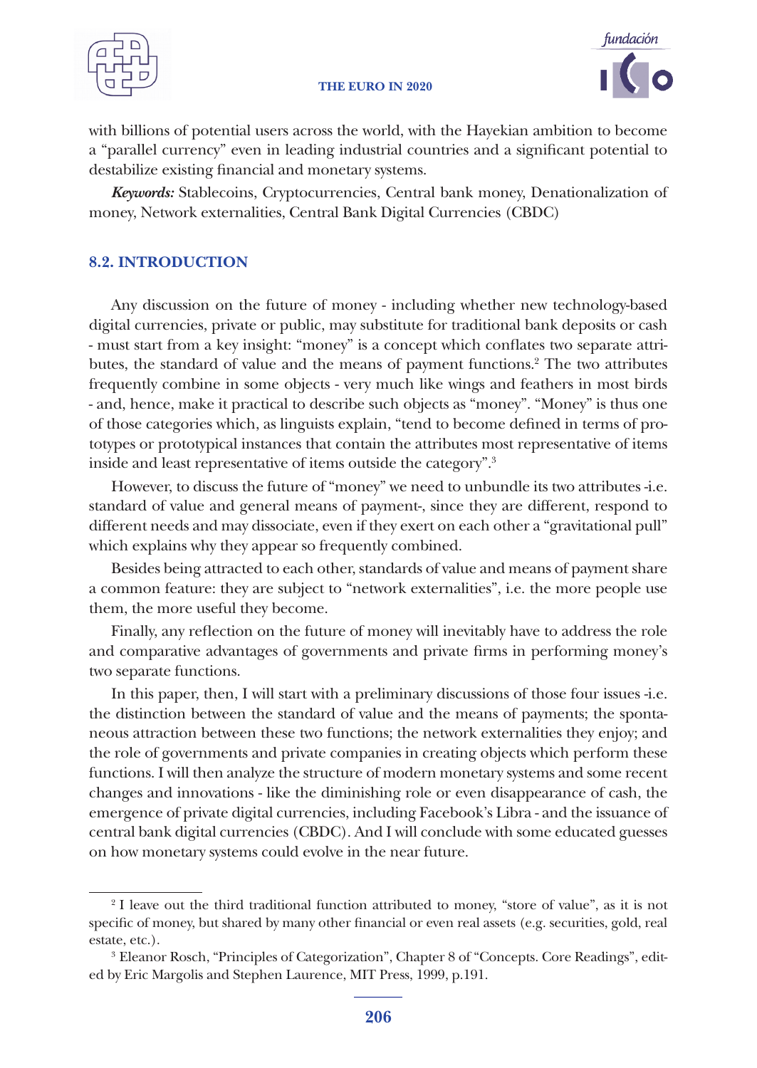with billions of potential users across the world, with the Hayekian ambition to become a "parallel currency" even in leading industrial countries and a significant potential to destabilize existing financial and monetary systems.

***Keywords:*** Stablecoins, Cryptocurrencies, Central bank money, Denationalization of money, Network externalities, Central Bank Digital Currencies (CBDC)

## 8.2. INTRODUCTION

Any discussion on the future of money - including whether new technology-based digital currencies, private or public, may substitute for traditional bank deposits or cash - must start from a key insight: "money" is a concept which conflates two separate attributes, the standard of value and the means of payment functions.[2] The two attributes frequently combine in some objects - very much like wings and feathers in most birds - and, hence, make it practical to describe such objects as "money". "Money" is thus one of those categories which, as linguists explain, "tend to become defined in terms of prototypes or prototypical instances that contain the attributes most representative of items inside and least representative of items outside the category".[3]

However, to discuss the future of "money" we need to unbundle its two attributes -i.e. standard of value and general means of payment-, since they are different, respond to different needs and may dissociate, even if they exert on each other a "gravitational pull" which explains why they appear so frequently combined.

Besides being attracted to each other, standards of value and means of payment share a common feature: they are subject to "network externalities", i.e. the more people use them, the more useful they become.

Finally, any reflection on the future of money will inevitably have to address the role and comparative advantages of governments and private firms in performing money's two separate functions.

In this paper, then, I will start with a preliminary discussions of those four issues -i.e. the distinction between the standard of value and the means of payments; the spontaneous attraction between these two functions; the network externalities they enjoy; and the role of governments and private companies in creating objects which perform these functions. I will then analyze the structure of modern monetary systems and some recent changes and innovations - like the diminishing role or even disappearance of cash, the emergence of private digital currencies, including Facebook's Libra - and the issuance of central bank digital currencies (CBDC). And I will conclude with some educated guesses on how monetary systems could evolve in the near future.

---

[2] I leave out the third traditional function attributed to money, "store of value", as it is not specific of money, but shared by many other financial or even real assets (e.g. securities, gold, real estate, etc.).

[3] Eleanor Rosch, "Principles of Categorization", Chapter 8 of "Concepts. Core Readings", edited by Eric Margolis and Stephen Laurence, MIT Press, 1999, p.191.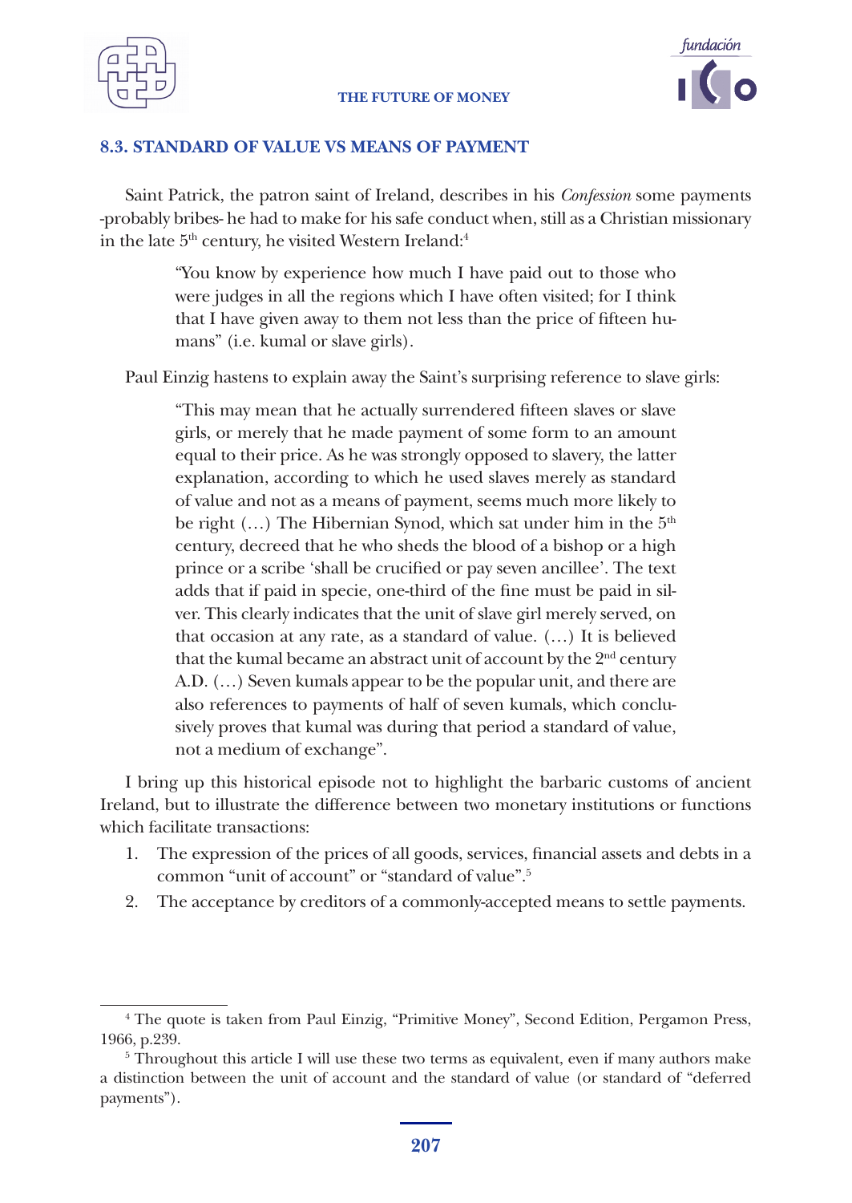## 8.3. STANDARD OF VALUE VS MEANS OF PAYMENT

Saint Patrick, the patron saint of Ireland, describes in his *Confession* some payments -probably bribes- he had to make for his safe conduct when, still as a Christian missionary in the late 5th century, he visited Western Ireland:[4]

> "You know by experience how much I have paid out to those who were judges in all the regions which I have often visited; for I think that I have given away to them not less than the price of fifteen humans" (i.e. kumal or slave girls).

Paul Einzig hastens to explain away the Saint's surprising reference to slave girls:

> "This may mean that he actually surrendered fifteen slaves or slave girls, or merely that he made payment of some form to an amount equal to their price. As he was strongly opposed to slavery, the latter explanation, according to which he used slaves merely as standard of value and not as a means of payment, seems much more likely to be right (…) The Hibernian Synod, which sat under him in the 5th century, decreed that he who sheds the blood of a bishop or a high prince or a scribe 'shall be crucified or pay seven ancillee'. The text adds that if paid in specie, one-third of the fine must be paid in silver. This clearly indicates that the unit of slave girl merely served, on that occasion at any rate, as a standard of value. (…) It is believed that the kumal became an abstract unit of account by the 2nd century A.D. (…) Seven kumals appear to be the popular unit, and there are also references to payments of half of seven kumals, which conclusively proves that kumal was during that period a standard of value, not a medium of exchange".

I bring up this historical episode not to highlight the barbaric customs of ancient Ireland, but to illustrate the difference between two monetary institutions or functions which facilitate transactions:

1. The expression of the prices of all goods, services, financial assets and debts in a common "unit of account" or "standard of value".[5]
2. The acceptance by creditors of a commonly-accepted means to settle payments.

[4] The quote is taken from Paul Einzig, "Primitive Money", Second Edition, Pergamon Press, 1966, p.239.

[5] Throughout this article I will use these two terms as equivalent, even if many authors make a distinction between the unit of account and the standard of value (or standard of "deferred payments").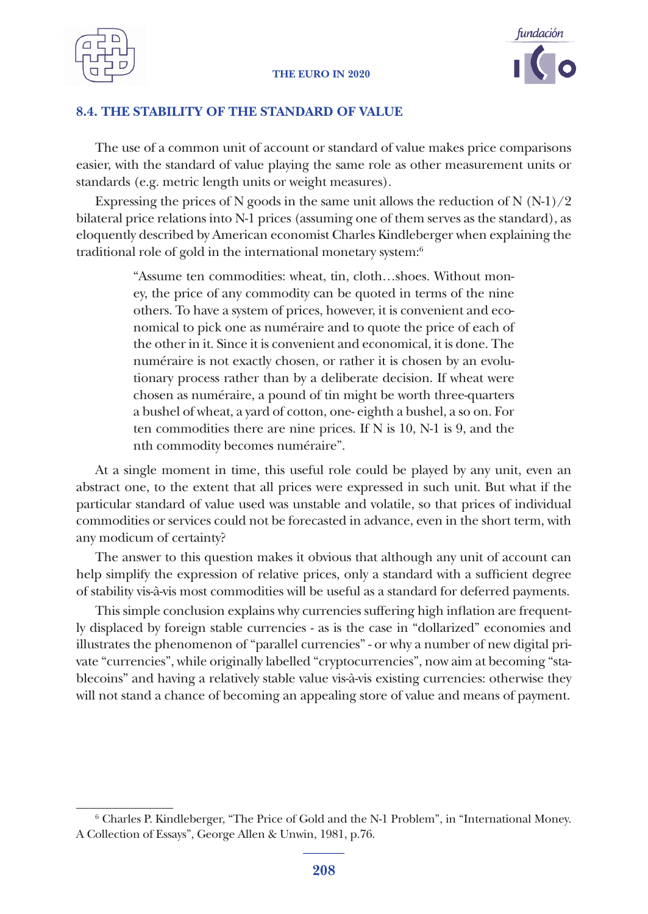### 8.4. THE STABILITY OF THE STANDARD OF VALUE

The use of a common unit of account or standard of value makes price comparisons easier, with the standard of value playing the same role as other measurement units or standards (e.g. metric length units or weight measures).

Expressing the prices of N goods in the same unit allows the reduction of N (N-1)/2 bilateral price relations into N-1 prices (assuming one of them serves as the standard), as eloquently described by American economist Charles Kindleberger when explaining the traditional role of gold in the international monetary system:[6]

> "Assume ten commodities: wheat, tin, cloth…shoes. Without money, the price of any commodity can be quoted in terms of the nine others. To have a system of prices, however, it is convenient and economical to pick one as numéraire and to quote the price of each of the other in it. Since it is convenient and economical, it is done. The numéraire is not exactly chosen, or rather it is chosen by an evolutionary process rather than by a deliberate decision. If wheat were chosen as numéraire, a pound of tin might be worth three-quarters a bushel of wheat, a yard of cotton, one- eighth a bushel, a so on. For ten commodities there are nine prices. If N is 10, N-1 is 9, and the nth commodity becomes numéraire".

At a single moment in time, this useful role could be played by any unit, even an abstract one, to the extent that all prices were expressed in such unit. But what if the particular standard of value used was unstable and volatile, so that prices of individual commodities or services could not be forecasted in advance, even in the short term, with any modicum of certainty?

The answer to this question makes it obvious that although any unit of account can help simplify the expression of relative prices, only a standard with a sufficient degree of stability vis-à-vis most commodities will be useful as a standard for deferred payments.

This simple conclusion explains why currencies suffering high inflation are frequently displaced by foreign stable currencies - as is the case in "dollarized" economies and illustrates the phenomenon of "parallel currencies" - or why a number of new digital private "currencies", while originally labelled "cryptocurrencies", now aim at becoming "stablecoins" and having a relatively stable value vis-à-vis existing currencies: otherwise they will not stand a chance of becoming an appealing store of value and means of payment.

---

[6] Charles P. Kindleberger, "The Price of Gold and the N-1 Problem", in "International Money. A Collection of Essays", George Allen & Unwin, 1981, p.76.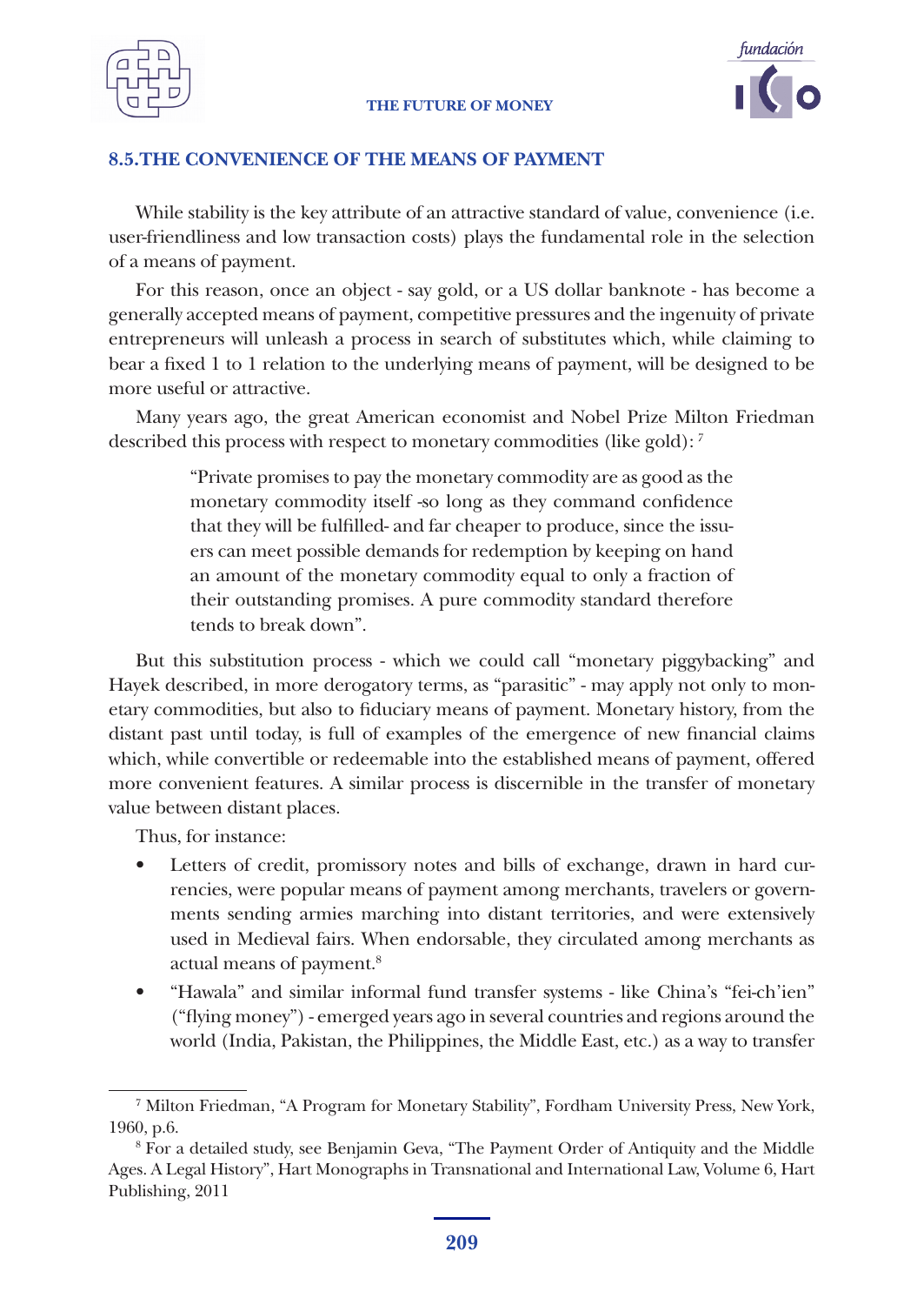### 8.5.THE CONVENIENCE OF THE MEANS OF PAYMENT

While stability is the key attribute of an attractive standard of value, convenience (i.e. user-friendliness and low transaction costs) plays the fundamental role in the selection of a means of payment.

For this reason, once an object - say gold, or a US dollar banknote - has become a generally accepted means of payment, competitive pressures and the ingenuity of private entrepreneurs will unleash a process in search of substitutes which, while claiming to bear a fixed 1 to 1 relation to the underlying means of payment, will be designed to be more useful or attractive.

Many years ago, the great American economist and Nobel Prize Milton Friedman described this process with respect to monetary commodities (like gold): [7]

> "Private promises to pay the monetary commodity are as good as the monetary commodity itself -so long as they command confidence that they will be fulfilled- and far cheaper to produce, since the issuers can meet possible demands for redemption by keeping on hand an amount of the monetary commodity equal to only a fraction of their outstanding promises. A pure commodity standard therefore tends to break down".

But this substitution process - which we could call "monetary piggybacking" and Hayek described, in more derogatory terms, as "parasitic" - may apply not only to monetary commodities, but also to fiduciary means of payment. Monetary history, from the distant past until today, is full of examples of the emergence of new financial claims which, while convertible or redeemable into the established means of payment, offered more convenient features. A similar process is discernible in the transfer of monetary value between distant places.

Thus, for instance:

- Letters of credit, promissory notes and bills of exchange, drawn in hard currencies, were popular means of payment among merchants, travelers or governments sending armies marching into distant territories, and were extensively used in Medieval fairs. When endorsable, they circulated among merchants as actual means of payment.[8]
- "Hawala" and similar informal fund transfer systems - like China's "fei-ch'ien" ("flying money") - emerged years ago in several countries and regions around the world (India, Pakistan, the Philippines, the Middle East, etc.) as a way to transfer

---

[7] Milton Friedman, "A Program for Monetary Stability", Fordham University Press, New York, 1960, p.6.

[8] For a detailed study, see Benjamin Geva, "The Payment Order of Antiquity and the Middle Ages. A Legal History", Hart Monographs in Transnational and International Law, Volume 6, Hart Publishing, 2011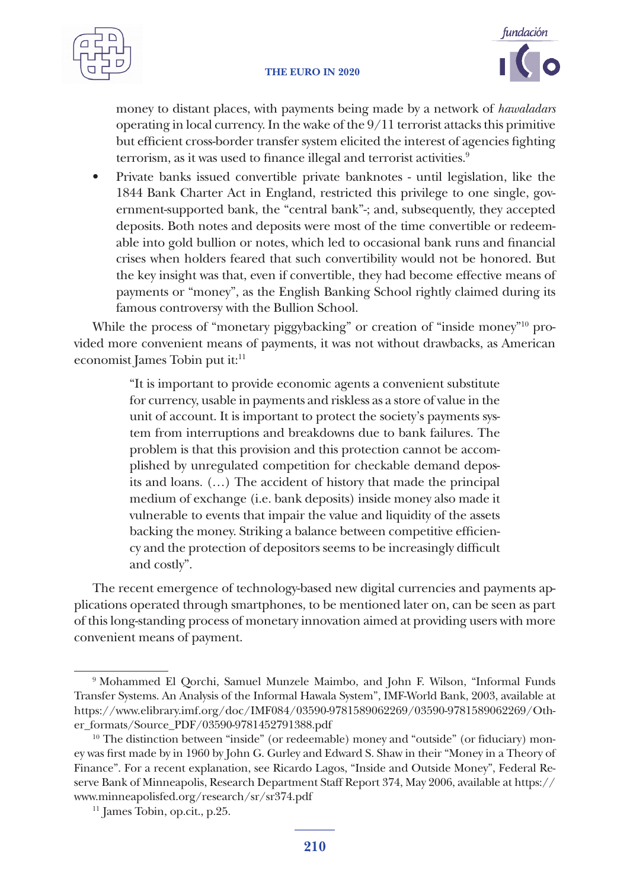money to distant places, with payments being made by a network of *hawaladars* operating in local currency. In the wake of the 9/11 terrorist attacks this primitive but efficient cross-border transfer system elicited the interest of agencies fighting terrorism, as it was used to finance illegal and terrorist activities.[9]

- Private banks issued convertible private banknotes - until legislation, like the 1844 Bank Charter Act in England, restricted this privilege to one single, government-supported bank, the "central bank"-; and, subsequently, they accepted deposits. Both notes and deposits were most of the time convertible or redeemable into gold bullion or notes, which led to occasional bank runs and financial crises when holders feared that such convertibility would not be honored. But the key insight was that, even if convertible, they had become effective means of payments or "money", as the English Banking School rightly claimed during its famous controversy with the Bullion School.

While the process of "monetary piggybacking" or creation of "inside money"[10] provided more convenient means of payments, it was not without drawbacks, as American economist James Tobin put it:[11]

> "It is important to provide economic agents a convenient substitute for currency, usable in payments and riskless as a store of value in the unit of account. It is important to protect the society's payments system from interruptions and breakdowns due to bank failures. The problem is that this provision and this protection cannot be accomplished by unregulated competition for checkable demand deposits and loans. (…) The accident of history that made the principal medium of exchange (i.e. bank deposits) inside money also made it vulnerable to events that impair the value and liquidity of the assets backing the money. Striking a balance between competitive efficiency and the protection of depositors seems to be increasingly difficult and costly".

The recent emergence of technology-based new digital currencies and payments applications operated through smartphones, to be mentioned later on, can be seen as part of this long-standing process of monetary innovation aimed at providing users with more convenient means of payment.

---

[9] Mohammed El Qorchi, Samuel Munzele Maimbo, and John F. Wilson, "Informal Funds Transfer Systems. An Analysis of the Informal Hawala System", IMF-World Bank, 2003, available at https://www.elibrary.imf.org/doc/IMF084/03590-9781589062269/03590-9781589062269/Other_formats/Source_PDF/03590-9781452791388.pdf

[10] The distinction between "inside" (or redeemable) money and "outside" (or fiduciary) money was first made by in 1960 by John G. Gurley and Edward S. Shaw in their "Money in a Theory of Finance". For a recent explanation, see Ricardo Lagos, "Inside and Outside Money", Federal Reserve Bank of Minneapolis, Research Department Staff Report 374, May 2006, available at https://www.minneapolisfed.org/research/sr/sr374.pdf

[11] James Tobin, op.cit., p.25.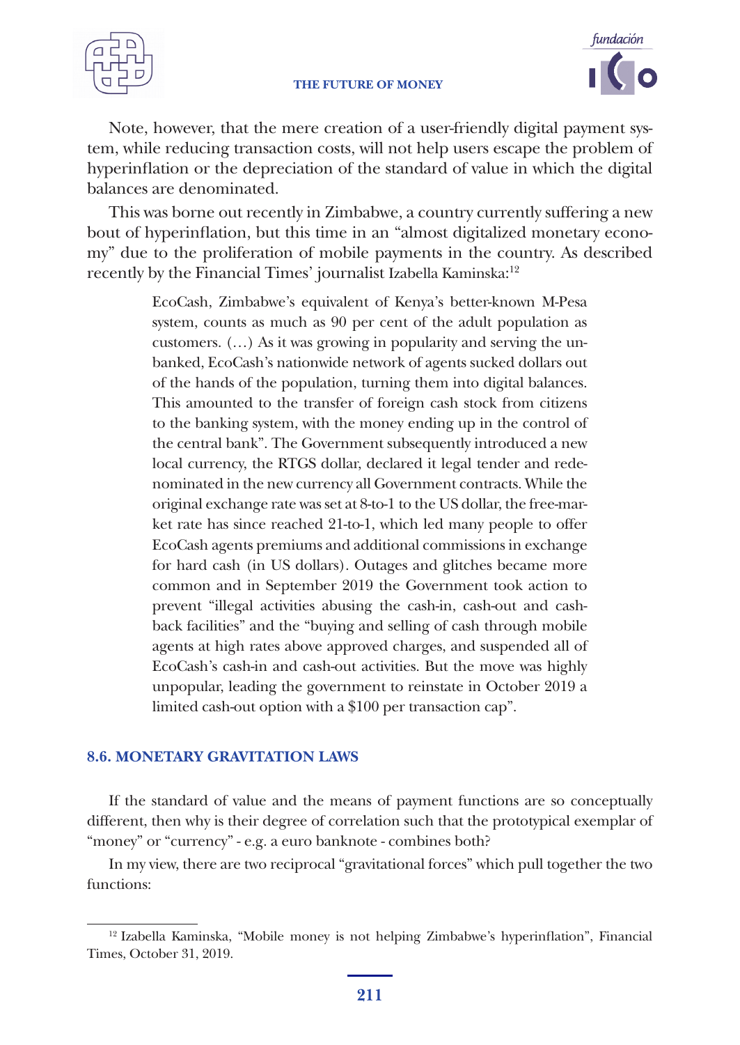Note, however, that the mere creation of a user-friendly digital payment system, while reducing transaction costs, will not help users escape the problem of hyperinflation or the depreciation of the standard of value in which the digital balances are denominated.

This was borne out recently in Zimbabwe, a country currently suffering a new bout of hyperinflation, but this time in an "almost digitalized monetary economy" due to the proliferation of mobile payments in the country. As described recently by the Financial Times' journalist Izabella Kaminska:[12]

> EcoCash, Zimbabwe's equivalent of Kenya's better-known M-Pesa system, counts as much as 90 per cent of the adult population as customers. (…) As it was growing in popularity and serving the unbanked, EcoCash's nationwide network of agents sucked dollars out of the hands of the population, turning them into digital balances. This amounted to the transfer of foreign cash stock from citizens to the banking system, with the money ending up in the control of the central bank". The Government subsequently introduced a new local currency, the RTGS dollar, declared it legal tender and redenominated in the new currency all Government contracts. While the original exchange rate was set at 8-to-1 to the US dollar, the free-market rate has since reached 21-to-1, which led many people to offer EcoCash agents premiums and additional commissions in exchange for hard cash (in US dollars). Outages and glitches became more common and in September 2019 the Government took action to prevent "illegal activities abusing the cash-in, cash-out and cash-back facilities" and the "buying and selling of cash through mobile agents at high rates above approved charges, and suspended all of EcoCash's cash-in and cash-out activities. But the move was highly unpopular, leading the government to reinstate in October 2019 a limited cash-out option with a $100 per transaction cap".

### 8.6. MONETARY GRAVITATION LAWS

If the standard of value and the means of payment functions are so conceptually different, then why is their degree of correlation such that the prototypical exemplar of "money" or "currency" - e.g. a euro banknote - combines both?

In my view, there are two reciprocal "gravitational forces" which pull together the two functions:

---

[12] Izabella Kaminska, "Mobile money is not helping Zimbabwe's hyperinflation", Financial Times, October 31, 2019.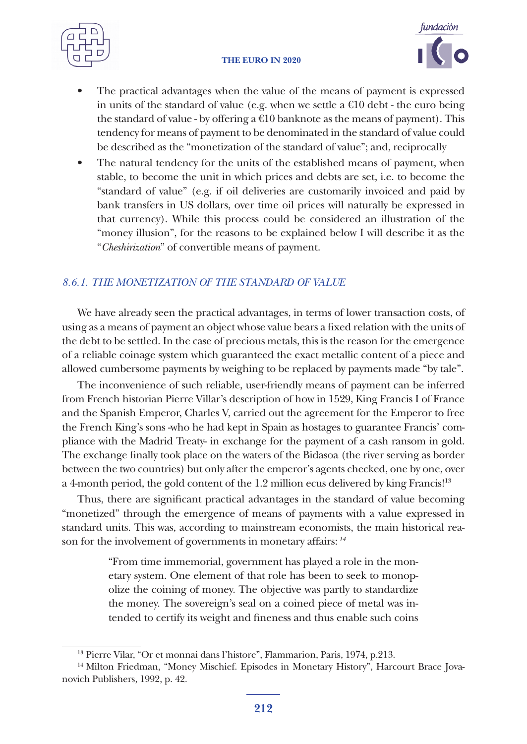- The practical advantages when the value of the means of payment is expressed in units of the standard of value (e.g. when we settle a €10 debt - the euro being the standard of value - by offering a €10 banknote as the means of payment). This tendency for means of payment to be denominated in the standard of value could be described as the "monetization of the standard of value"; and, reciprocally
- The natural tendency for the units of the established means of payment, when stable, to become the unit in which prices and debts are set, i.e. to become the "standard of value" (e.g. if oil deliveries are customarily invoiced and paid by bank transfers in US dollars, over time oil prices will naturally be expressed in that currency). While this process could be considered an illustration of the "money illusion", for the reasons to be explained below I will describe it as the "*Cheshirization*" of convertible means of payment.

### *8.6.1. THE MONETIZATION OF THE STANDARD OF VALUE*

We have already seen the practical advantages, in terms of lower transaction costs, of using as a means of payment an object whose value bears a fixed relation with the units of the debt to be settled. In the case of precious metals, this is the reason for the emergence of a reliable coinage system which guaranteed the exact metallic content of a piece and allowed cumbersome payments by weighing to be replaced by payments made "by tale".

The inconvenience of such reliable, user-friendly means of payment can be inferred from French historian Pierre Villar's description of how in 1529, King Francis I of France and the Spanish Emperor, Charles V, carried out the agreement for the Emperor to free the French King's sons -who he had kept in Spain as hostages to guarantee Francis' compliance with the Madrid Treaty- in exchange for the payment of a cash ransom in gold. The exchange finally took place on the waters of the Bidasoa (the river serving as border between the two countries) but only after the emperor's agents checked, one by one, over a 4-month period, the gold content of the 1.2 million ecus delivered by king Francis![13]

Thus, there are significant practical advantages in the standard of value becoming "monetized" through the emergence of means of payments with a value expressed in standard units. This was, according to mainstream economists, the main historical reason for the involvement of governments in monetary affairs: [14]

> "From time immemorial, government has played a role in the monetary system. One element of that role has been to seek to monopolize the coining of money. The objective was partly to standardize the money. The sovereign's seal on a coined piece of metal was intended to certify its weight and fineness and thus enable such coins

---

[13] Pierre Vilar, "Or et monnai dans l'histoire", Flammarion, Paris, 1974, p.213.

[14] Milton Friedman, "Money Mischief. Episodes in Monetary History", Harcourt Brace Jovanovich Publishers, 1992, p. 42.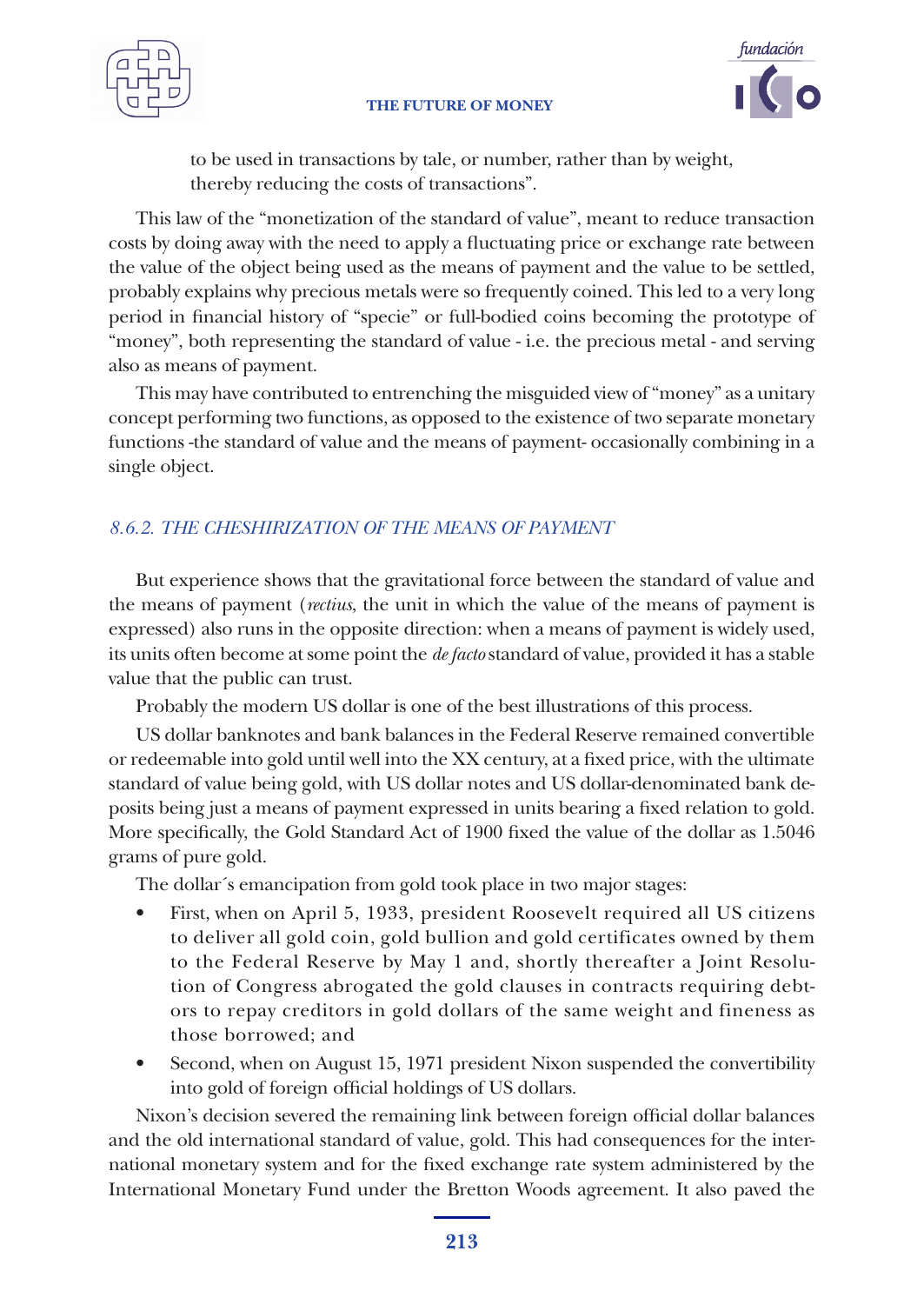to be used in transactions by tale, or number, rather than by weight, thereby reducing the costs of transactions".

This law of the "monetization of the standard of value", meant to reduce transaction costs by doing away with the need to apply a fluctuating price or exchange rate between the value of the object being used as the means of payment and the value to be settled, probably explains why precious metals were so frequently coined. This led to a very long period in financial history of "specie" or full-bodied coins becoming the prototype of "money", both representing the standard of value - i.e. the precious metal - and serving also as means of payment.

This may have contributed to entrenching the misguided view of "money" as a unitary concept performing two functions, as opposed to the existence of two separate monetary functions -the standard of value and the means of payment- occasionally combining in a single object.

### *8.6.2. THE CHESHIRIZATION OF THE MEANS OF PAYMENT*

But experience shows that the gravitational force between the standard of value and the means of payment (*rectius*, the unit in which the value of the means of payment is expressed) also runs in the opposite direction: when a means of payment is widely used, its units often become at some point the *de facto* standard of value, provided it has a stable value that the public can trust.

Probably the modern US dollar is one of the best illustrations of this process.

US dollar banknotes and bank balances in the Federal Reserve remained convertible or redeemable into gold until well into the XX century, at a fixed price, with the ultimate standard of value being gold, with US dollar notes and US dollar-denominated bank deposits being just a means of payment expressed in units bearing a fixed relation to gold. More specifically, the Gold Standard Act of 1900 fixed the value of the dollar as 1.5046 grams of pure gold.

The dollar´s emancipation from gold took place in two major stages:

- First, when on April 5, 1933, president Roosevelt required all US citizens to deliver all gold coin, gold bullion and gold certificates owned by them to the Federal Reserve by May 1 and, shortly thereafter a Joint Resolution of Congress abrogated the gold clauses in contracts requiring debtors to repay creditors in gold dollars of the same weight and fineness as those borrowed; and
- Second, when on August 15, 1971 president Nixon suspended the convertibility into gold of foreign official holdings of US dollars.

Nixon's decision severed the remaining link between foreign official dollar balances and the old international standard of value, gold. This had consequences for the international monetary system and for the fixed exchange rate system administered by the International Monetary Fund under the Bretton Woods agreement. It also paved the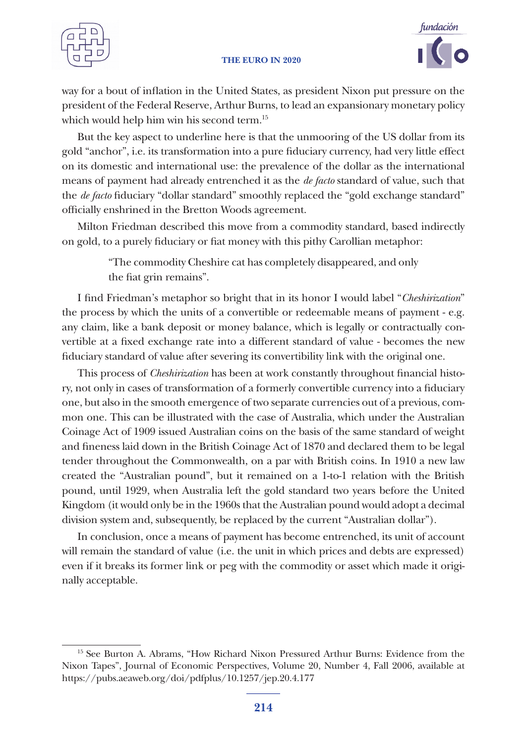way for a bout of inflation in the United States, as president Nixon put pressure on the president of the Federal Reserve, Arthur Burns, to lead an expansionary monetary policy which would help him win his second term.[15]

But the key aspect to underline here is that the unmooring of the US dollar from its gold "anchor", i.e. its transformation into a pure fiduciary currency, had very little effect on its domestic and international use: the prevalence of the dollar as the international means of payment had already entrenched it as the *de facto* standard of value, such that the *de facto* fiduciary "dollar standard" smoothly replaced the "gold exchange standard" officially enshrined in the Bretton Woods agreement.

Milton Friedman described this move from a commodity standard, based indirectly on gold, to a purely fiduciary or fiat money with this pithy Carollian metaphor:

> "The commodity Cheshire cat has completely disappeared, and only the fiat grin remains".

I find Friedman's metaphor so bright that in its honor I would label "*Cheshirization*" the process by which the units of a convertible or redeemable means of payment - e.g. any claim, like a bank deposit or money balance, which is legally or contractually convertible at a fixed exchange rate into a different standard of value - becomes the new fiduciary standard of value after severing its convertibility link with the original one.

This process of *Cheshirization* has been at work constantly throughout financial history, not only in cases of transformation of a formerly convertible currency into a fiduciary one, but also in the smooth emergence of two separate currencies out of a previous, common one. This can be illustrated with the case of Australia, which under the Australian Coinage Act of 1909 issued Australian coins on the basis of the same standard of weight and fineness laid down in the British Coinage Act of 1870 and declared them to be legal tender throughout the Commonwealth, on a par with British coins. In 1910 a new law created the "Australian pound", but it remained on a 1-to-1 relation with the British pound, until 1929, when Australia left the gold standard two years before the United Kingdom (it would only be in the 1960s that the Australian pound would adopt a decimal division system and, subsequently, be replaced by the current "Australian dollar").

In conclusion, once a means of payment has become entrenched, its unit of account will remain the standard of value (i.e. the unit in which prices and debts are expressed) even if it breaks its former link or peg with the commodity or asset which made it originally acceptable.

---

[15] See Burton A. Abrams, "How Richard Nixon Pressured Arthur Burns: Evidence from the Nixon Tapes", Journal of Economic Perspectives, Volume 20, Number 4, Fall 2006, available at https://pubs.aeaweb.org/doi/pdfplus/10.1257/jep.20.4.177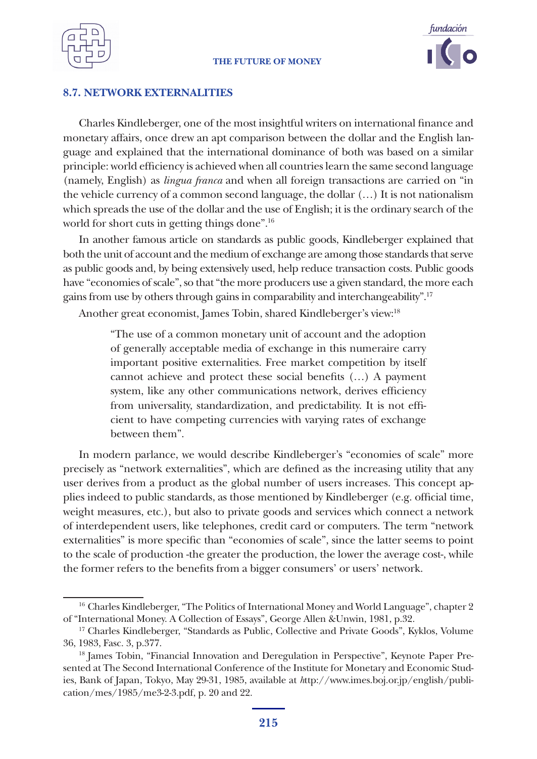## 8.7. NETWORK EXTERNALITIES

Charles Kindleberger, one of the most insightful writers on international finance and monetary affairs, once drew an apt comparison between the dollar and the English language and explained that the international dominance of both was based on a similar principle: world efficiency is achieved when all countries learn the same second language (namely, English) as *lingua franca* and when all foreign transactions are carried on "in the vehicle currency of a common second language, the dollar (…) It is not nationalism which spreads the use of the dollar and the use of English; it is the ordinary search of the world for short cuts in getting things done".[16]

In another famous article on standards as public goods, Kindleberger explained that both the unit of account and the medium of exchange are among those standards that serve as public goods and, by being extensively used, help reduce transaction costs. Public goods have "economies of scale", so that "the more producers use a given standard, the more each gains from use by others through gains in comparability and interchangeability".[17]

Another great economist, James Tobin, shared Kindleberger's view:[18]

> "The use of a common monetary unit of account and the adoption of generally acceptable media of exchange in this numeraire carry important positive externalities. Free market competition by itself cannot achieve and protect these social benefits (…) A payment system, like any other communications network, derives efficiency from universality, standardization, and predictability. It is not efficient to have competing currencies with varying rates of exchange between them".

In modern parlance, we would describe Kindleberger's "economies of scale" more precisely as "network externalities", which are defined as the increasing utility that any user derives from a product as the global number of users increases. This concept applies indeed to public standards, as those mentioned by Kindleberger (e.g. official time, weight measures, etc.), but also to private goods and services which connect a network of interdependent users, like telephones, credit card or computers. The term "network externalities" is more specific than "economies of scale", since the latter seems to point to the scale of production -the greater the production, the lower the average cost-, while the former refers to the benefits from a bigger consumers' or users' network.

---

[16] Charles Kindleberger, "The Politics of International Money and World Language", chapter 2 of "International Money. A Collection of Essays", George Allen &Unwin, 1981, p.32.

[17] Charles Kindleberger, "Standards as Public, Collective and Private Goods", Kyklos, Volume 36, 1983, Fasc. 3, p.377.

[18] James Tobin, "Financial Innovation and Deregulation in Perspective", Keynote Paper Presented at The Second International Conference of the Institute for Monetary and Economic Studies, Bank of Japan, Tokyo, May 29-31, 1985, available at http://www.imes.boj.or.jp/english/publication/mes/1985/me3-2-3.pdf, p. 20 and 22.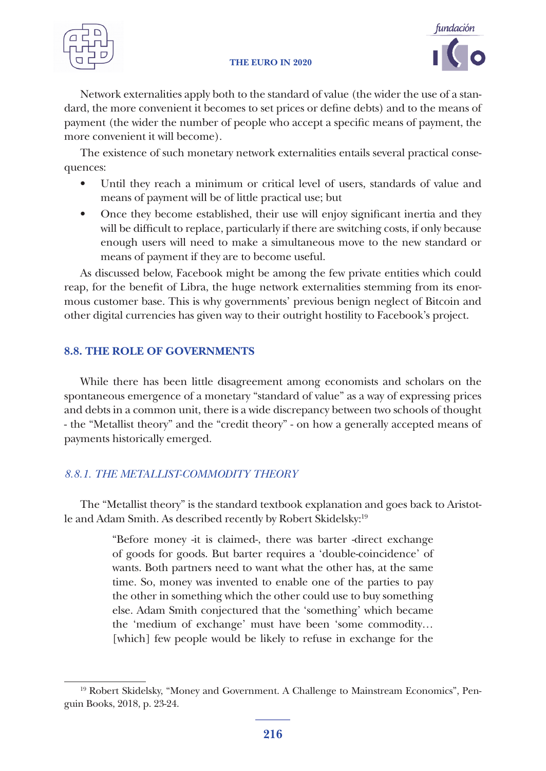Network externalities apply both to the standard of value (the wider the use of a standard, the more convenient it becomes to set prices or define debts) and to the means of payment (the wider the number of people who accept a specific means of payment, the more convenient it will become).

The existence of such monetary network externalities entails several practical consequences:

- Until they reach a minimum or critical level of users, standards of value and means of payment will be of little practical use; but
- Once they become established, their use will enjoy significant inertia and they will be difficult to replace, particularly if there are switching costs, if only because enough users will need to make a simultaneous move to the new standard or means of payment if they are to become useful.

As discussed below, Facebook might be among the few private entities which could reap, for the benefit of Libra, the huge network externalities stemming from its enormous customer base. This is why governments' previous benign neglect of Bitcoin and other digital currencies has given way to their outright hostility to Facebook's project.

## 8.8. THE ROLE OF GOVERNMENTS

While there has been little disagreement among economists and scholars on the spontaneous emergence of a monetary "standard of value" as a way of expressing prices and debts in a common unit, there is a wide discrepancy between two schools of thought - the "Metallist theory" and the "credit theory" - on how a generally accepted means of payments historically emerged.

### *8.8.1. THE METALLIST-COMMODITY THEORY*

The "Metallist theory" is the standard textbook explanation and goes back to Aristotle and Adam Smith. As described recently by Robert Skidelsky:[19]

> "Before money -it is claimed-, there was barter -direct exchange of goods for goods. But barter requires a 'double-coincidence' of wants. Both partners need to want what the other has, at the same time. So, money was invented to enable one of the parties to pay the other in something which the other could use to buy something else. Adam Smith conjectured that the 'something' which became the 'medium of exchange' must have been 'some commodity… [which] few people would be likely to refuse in exchange for the

---

[19] Robert Skidelsky, "Money and Government. A Challenge to Mainstream Economics", Penguin Books, 2018, p. 23-24.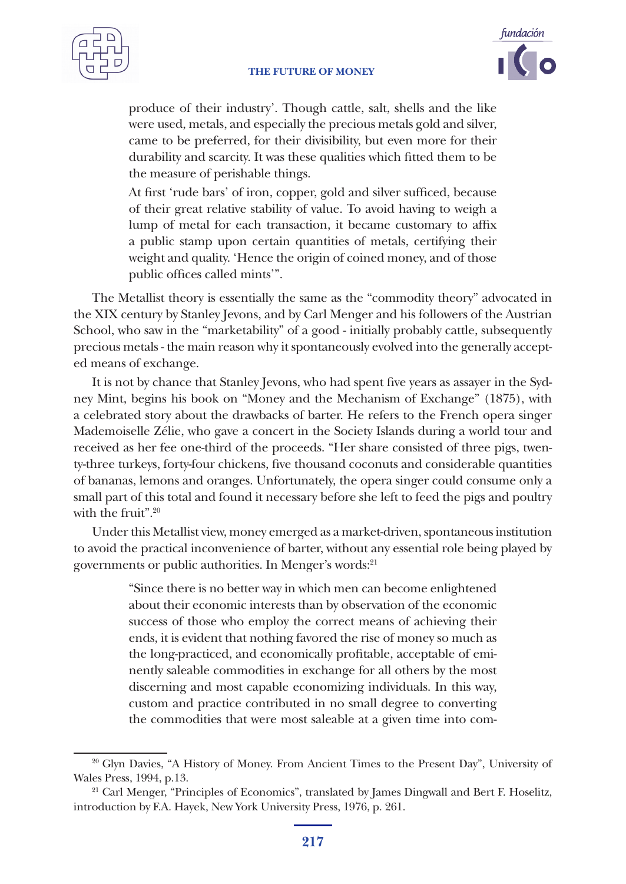> produce of their industry'. Though cattle, salt, shells and the like were used, metals, and especially the precious metals gold and silver, came to be preferred, for their divisibility, but even more for their durability and scarcity. It was these qualities which fitted them to be the measure of perishable things.
>
> At first 'rude bars' of iron, copper, gold and silver sufficed, because of their great relative stability of value. To avoid having to weigh a lump of metal for each transaction, it became customary to affix a public stamp upon certain quantities of metals, certifying their weight and quality. 'Hence the origin of coined money, and of those public offices called mints'".

The Metallist theory is essentially the same as the "commodity theory" advocated in the XIX century by Stanley Jevons, and by Carl Menger and his followers of the Austrian School, who saw in the "marketability" of a good - initially probably cattle, subsequently precious metals - the main reason why it spontaneously evolved into the generally accepted means of exchange.

It is not by chance that Stanley Jevons, who had spent five years as assayer in the Sydney Mint, begins his book on "Money and the Mechanism of Exchange" (1875), with a celebrated story about the drawbacks of barter. He refers to the French opera singer Mademoiselle Zélie, who gave a concert in the Society Islands during a world tour and received as her fee one-third of the proceeds. "Her share consisted of three pigs, twenty-three turkeys, forty-four chickens, five thousand coconuts and considerable quantities of bananas, lemons and oranges. Unfortunately, the opera singer could consume only a small part of this total and found it necessary before she left to feed the pigs and poultry with the fruit".[20]

Under this Metallist view, money emerged as a market-driven, spontaneous institution to avoid the practical inconvenience of barter, without any essential role being played by governments or public authorities. In Menger's words:[21]

> "Since there is no better way in which men can become enlightened about their economic interests than by observation of the economic success of those who employ the correct means of achieving their ends, it is evident that nothing favored the rise of money so much as the long-practiced, and economically profitable, acceptable of eminently saleable commodities in exchange for all others by the most discerning and most capable economizing individuals. In this way, custom and practice contributed in no small degree to converting the commodities that were most saleable at a given time into com-

---

[20] Glyn Davies, "A History of Money. From Ancient Times to the Present Day", University of Wales Press, 1994, p.13.

[21] Carl Menger, "Principles of Economics", translated by James Dingwall and Bert F. Hoselitz, introduction by F.A. Hayek, New York University Press, 1976, p. 261.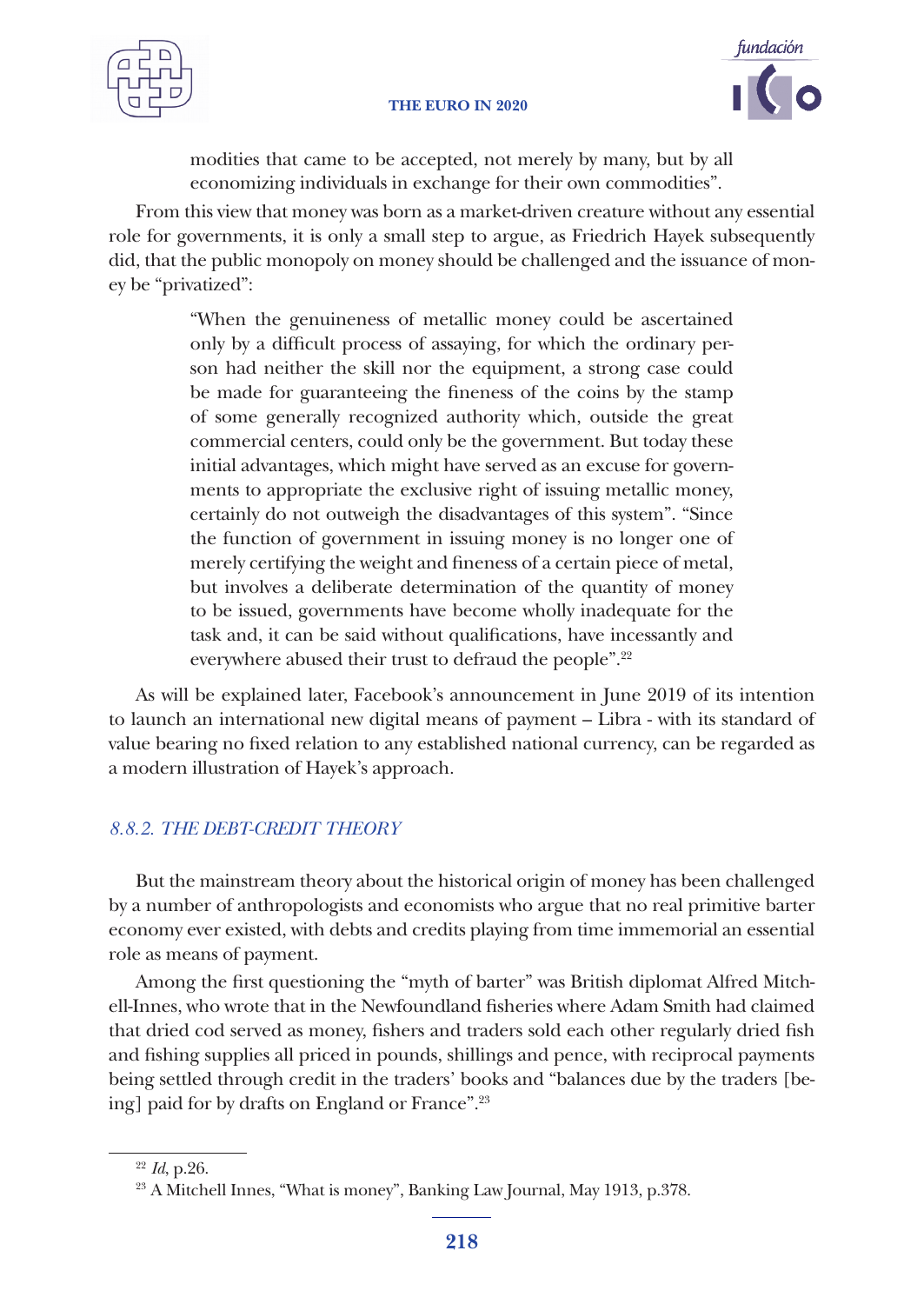> modities that came to be accepted, not merely by many, but by all economizing individuals in exchange for their own commodities".

From this view that money was born as a market-driven creature without any essential role for governments, it is only a small step to argue, as Friedrich Hayek subsequently did, that the public monopoly on money should be challenged and the issuance of money be "privatized":

> "When the genuineness of metallic money could be ascertained only by a difficult process of assaying, for which the ordinary person had neither the skill nor the equipment, a strong case could be made for guaranteeing the fineness of the coins by the stamp of some generally recognized authority which, outside the great commercial centers, could only be the government. But today these initial advantages, which might have served as an excuse for governments to appropriate the exclusive right of issuing metallic money, certainly do not outweigh the disadvantages of this system". "Since the function of government in issuing money is no longer one of merely certifying the weight and fineness of a certain piece of metal, but involves a deliberate determination of the quantity of money to be issued, governments have become wholly inadequate for the task and, it can be said without qualifications, have incessantly and everywhere abused their trust to defraud the people".[22]

As will be explained later, Facebook's announcement in June 2019 of its intention to launch an international new digital means of payment – Libra - with its standard of value bearing no fixed relation to any established national currency, can be regarded as a modern illustration of Hayek's approach.

### *8.8.2. THE DEBT-CREDIT THEORY*

But the mainstream theory about the historical origin of money has been challenged by a number of anthropologists and economists who argue that no real primitive barter economy ever existed, with debts and credits playing from time immemorial an essential role as means of payment.

Among the first questioning the "myth of barter" was British diplomat Alfred Mitchell-Innes, who wrote that in the Newfoundland fisheries where Adam Smith had claimed that dried cod served as money, fishers and traders sold each other regularly dried fish and fishing supplies all priced in pounds, shillings and pence, with reciprocal payments being settled through credit in the traders' books and "balances due by the traders [being] paid for by drafts on England or France".[23]

---

[22] *Id*, p.26.

[23] A Mitchell Innes, "What is money", Banking Law Journal, May 1913, p.378.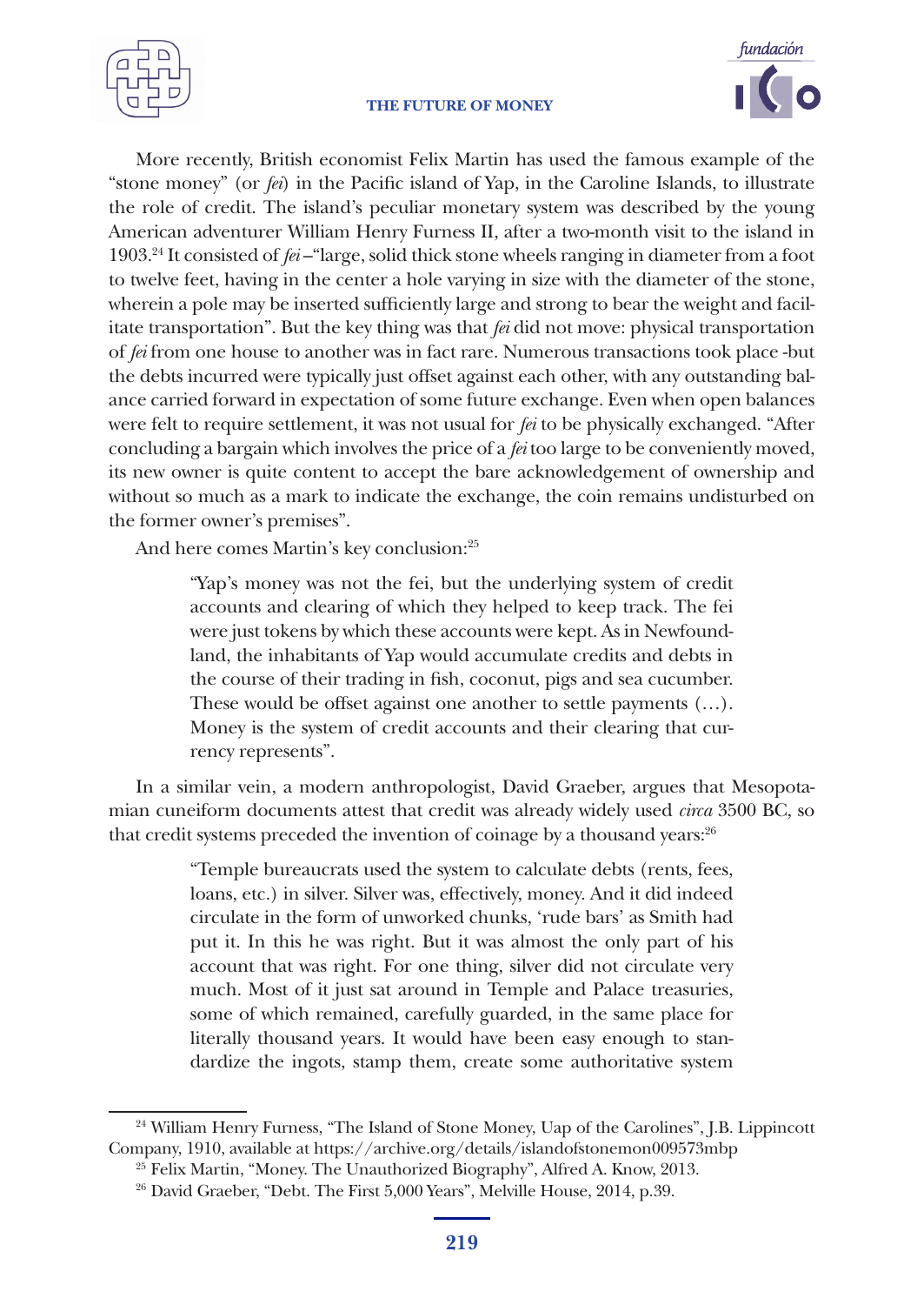More recently, British economist Felix Martin has used the famous example of the "stone money" (or *fei*) in the Pacific island of Yap, in the Caroline Islands, to illustrate the role of credit. The island's peculiar monetary system was described by the young American adventurer William Henry Furness II, after a two-month visit to the island in 1903.[24] It consisted of *fei* –"large, solid thick stone wheels ranging in diameter from a foot to twelve feet, having in the center a hole varying in size with the diameter of the stone, wherein a pole may be inserted sufficiently large and strong to bear the weight and facilitate transportation". But the key thing was that *fei* did not move: physical transportation of *fei* from one house to another was in fact rare. Numerous transactions took place -but the debts incurred were typically just offset against each other, with any outstanding balance carried forward in expectation of some future exchange. Even when open balances were felt to require settlement, it was not usual for *fei* to be physically exchanged. "After concluding a bargain which involves the price of a *fei* too large to be conveniently moved, its new owner is quite content to accept the bare acknowledgement of ownership and without so much as a mark to indicate the exchange, the coin remains undisturbed on the former owner's premises".

And here comes Martin's key conclusion:[25]

> "Yap's money was not the fei, but the underlying system of credit accounts and clearing of which they helped to keep track. The fei were just tokens by which these accounts were kept. As in Newfoundland, the inhabitants of Yap would accumulate credits and debts in the course of their trading in fish, coconut, pigs and sea cucumber. These would be offset against one another to settle payments (…). Money is the system of credit accounts and their clearing that currency represents".

In a similar vein, a modern anthropologist, David Graeber, argues that Mesopotamian cuneiform documents attest that credit was already widely used *circa* 3500 BC, so that credit systems preceded the invention of coinage by a thousand years:[26]

> "Temple bureaucrats used the system to calculate debts (rents, fees, loans, etc.) in silver. Silver was, effectively, money. And it did indeed circulate in the form of unworked chunks, 'rude bars' as Smith had put it. In this he was right. But it was almost the only part of his account that was right. For one thing, silver did not circulate very much. Most of it just sat around in Temple and Palace treasuries, some of which remained, carefully guarded, in the same place for literally thousand years. It would have been easy enough to standardize the ingots, stamp them, create some authoritative system

---

[24] William Henry Furness, "The Island of Stone Money, Uap of the Carolines", J.B. Lippincott Company, 1910, available at https://archive.org/details/islandofstonemon009573mbp

[25] Felix Martin, "Money. The Unauthorized Biography", Alfred A. Know, 2013.

[26] David Graeber, "Debt. The First 5,000 Years", Melville House, 2014, p.39.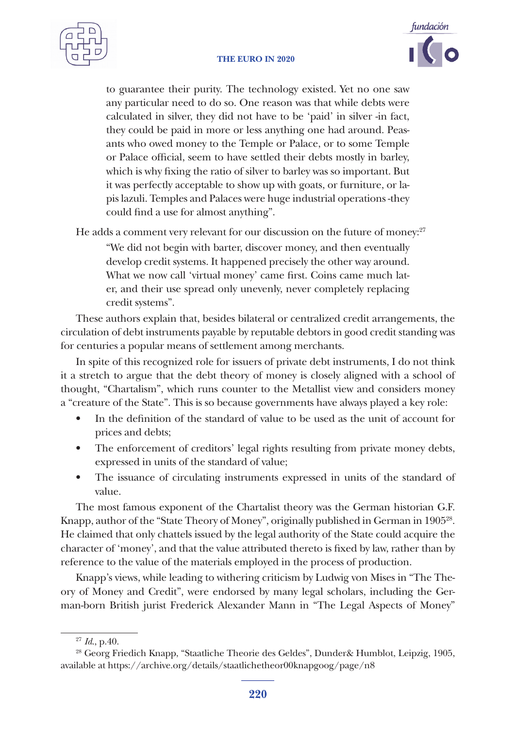to guarantee their purity. The technology existed. Yet no one saw any particular need to do so. One reason was that while debts were calculated in silver, they did not have to be 'paid' in silver -in fact, they could be paid in more or less anything one had around. Peasants who owed money to the Temple or Palace, or to some Temple or Palace official, seem to have settled their debts mostly in barley, which is why fixing the ratio of silver to barley was so important. But it was perfectly acceptable to show up with goats, or furniture, or lapis lazuli. Temples and Palaces were huge industrial operations -they could find a use for almost anything".

He adds a comment very relevant for our discussion on the future of money:[27]

> "We did not begin with barter, discover money, and then eventually develop credit systems. It happened precisely the other way around. What we now call 'virtual money' came first. Coins came much later, and their use spread only unevenly, never completely replacing credit systems".

These authors explain that, besides bilateral or centralized credit arrangements, the circulation of debt instruments payable by reputable debtors in good credit standing was for centuries a popular means of settlement among merchants.

In spite of this recognized role for issuers of private debt instruments, I do not think it a stretch to argue that the debt theory of money is closely aligned with a school of thought, "Chartalism", which runs counter to the Metallist view and considers money a "creature of the State". This is so because governments have always played a key role:

- In the definition of the standard of value to be used as the unit of account for prices and debts;
- The enforcement of creditors' legal rights resulting from private money debts, expressed in units of the standard of value;
- The issuance of circulating instruments expressed in units of the standard of value.

The most famous exponent of the Chartalist theory was the German historian G.F. Knapp, author of the "State Theory of Money", originally published in German in 1905[28]. He claimed that only chattels issued by the legal authority of the State could acquire the character of 'money', and that the value attributed thereto is fixed by law, rather than by reference to the value of the materials employed in the process of production.

Knapp's views, while leading to withering criticism by Ludwig von Mises in "The Theory of Money and Credit", were endorsed by many legal scholars, including the German-born British jurist Frederick Alexander Mann in "The Legal Aspects of Money"

---

[27] *Id.*, p.40.

[28] Georg Friedich Knapp, "Staatliche Theorie des Geldes", Dunder& Humblot, Leipzig, 1905, available at https://archive.org/details/staatlichetheor00knapgoog/page/n8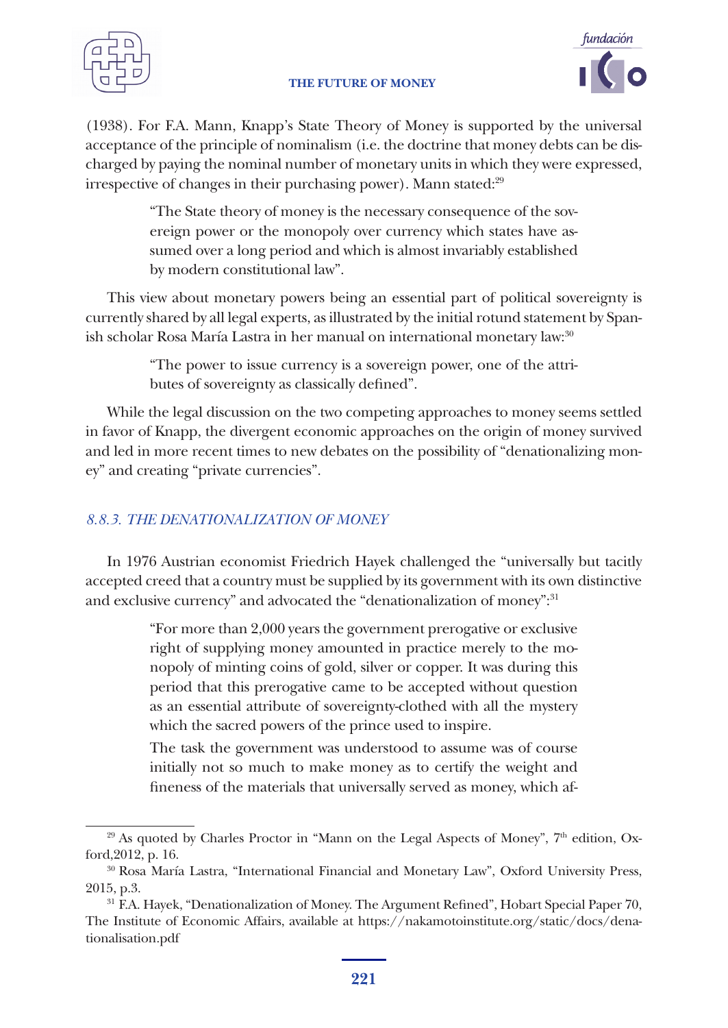(1938). For F.A. Mann, Knapp's State Theory of Money is supported by the universal acceptance of the principle of nominalism (i.e. the doctrine that money debts can be discharged by paying the nominal number of monetary units in which they were expressed, irrespective of changes in their purchasing power). Mann stated:[29]

> "The State theory of money is the necessary consequence of the sovereign power or the monopoly over currency which states have assumed over a long period and which is almost invariably established by modern constitutional law".

This view about monetary powers being an essential part of political sovereignty is currently shared by all legal experts, as illustrated by the initial rotund statement by Spanish scholar Rosa María Lastra in her manual on international monetary law:[30]

> "The power to issue currency is a sovereign power, one of the attributes of sovereignty as classically defined".

While the legal discussion on the two competing approaches to money seems settled in favor of Knapp, the divergent economic approaches on the origin of money survived and led in more recent times to new debates on the possibility of "denationalizing money" and creating "private currencies".

### *8.8.3. THE DENATIONALIZATION OF MONEY*

In 1976 Austrian economist Friedrich Hayek challenged the "universally but tacitly accepted creed that a country must be supplied by its government with its own distinctive and exclusive currency" and advocated the "denationalization of money":[31]

> "For more than 2,000 years the government prerogative or exclusive right of supplying money amounted in practice merely to the monopoly of minting coins of gold, silver or copper. It was during this period that this prerogative came to be accepted without question as an essential attribute of sovereignty-clothed with all the mystery which the sacred powers of the prince used to inspire.
>
> The task the government was understood to assume was of course initially not so much to make money as to certify the weight and fineness of the materials that universally served as money, which af-

---

[29] As quoted by Charles Proctor in "Mann on the Legal Aspects of Money", 7th edition, Oxford,2012, p. 16.

[30] Rosa María Lastra, "International Financial and Monetary Law", Oxford University Press, 2015, p.3.

[31] F.A. Hayek, "Denationalization of Money. The Argument Refined", Hobart Special Paper 70, The Institute of Economic Affairs, available at https://nakamotoinstitute.org/static/docs/denationalisation.pdf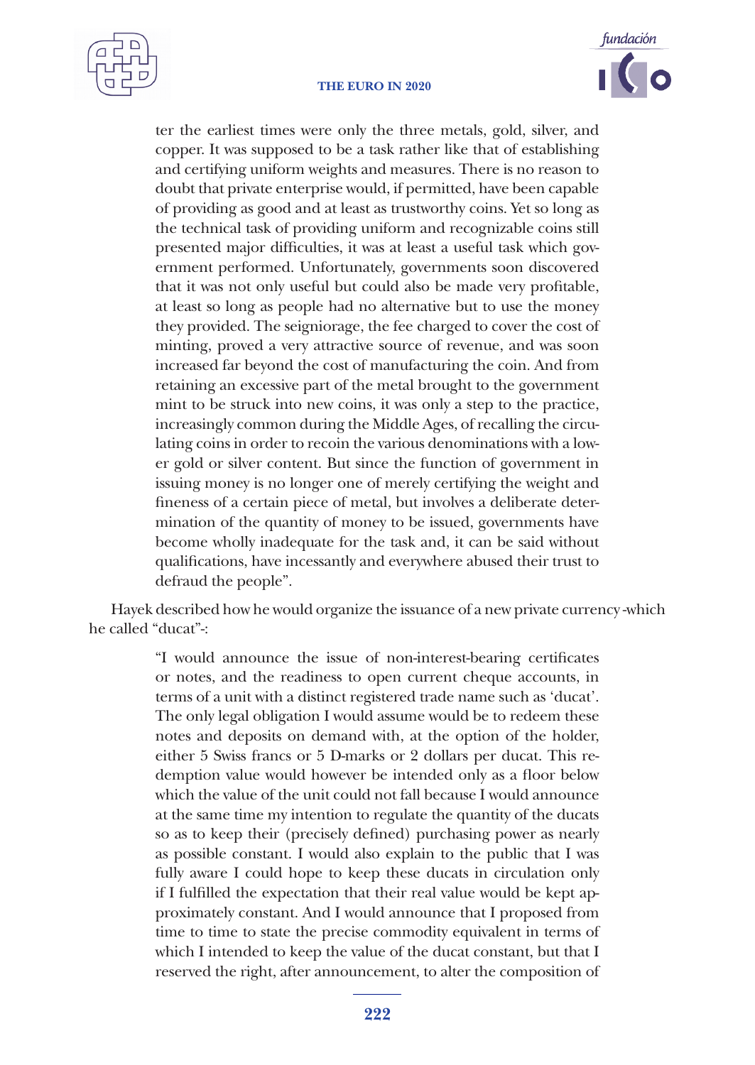ter the earliest times were only the three metals, gold, silver, and copper. It was supposed to be a task rather like that of establishing and certifying uniform weights and measures. There is no reason to doubt that private enterprise would, if permitted, have been capable of providing as good and at least as trustworthy coins. Yet so long as the technical task of providing uniform and recognizable coins still presented major difficulties, it was at least a useful task which government performed. Unfortunately, governments soon discovered that it was not only useful but could also be made very profitable, at least so long as people had no alternative but to use the money they provided. The seigniorage, the fee charged to cover the cost of minting, proved a very attractive source of revenue, and was soon increased far beyond the cost of manufacturing the coin. And from retaining an excessive part of the metal brought to the government mint to be struck into new coins, it was only a step to the practice, increasingly common during the Middle Ages, of recalling the circulating coins in order to recoin the various denominations with a lower gold or silver content. But since the function of government in issuing money is no longer one of merely certifying the weight and fineness of a certain piece of metal, but involves a deliberate determination of the quantity of money to be issued, governments have become wholly inadequate for the task and, it can be said without qualifications, have incessantly and everywhere abused their trust to defraud the people".

Hayek described how he would organize the issuance of a new private currency -which he called "ducat"-:

> "I would announce the issue of non-interest-bearing certificates or notes, and the readiness to open current cheque accounts, in terms of a unit with a distinct registered trade name such as 'ducat'. The only legal obligation I would assume would be to redeem these notes and deposits on demand with, at the option of the holder, either 5 Swiss francs or 5 D-marks or 2 dollars per ducat. This redemption value would however be intended only as a floor below which the value of the unit could not fall because I would announce at the same time my intention to regulate the quantity of the ducats so as to keep their (precisely defined) purchasing power as nearly as possible constant. I would also explain to the public that I was fully aware I could hope to keep these ducats in circulation only if I fulfilled the expectation that their real value would be kept approximately constant. And I would announce that I proposed from time to time to state the precise commodity equivalent in terms of which I intended to keep the value of the ducat constant, but that I reserved the right, after announcement, to alter the composition of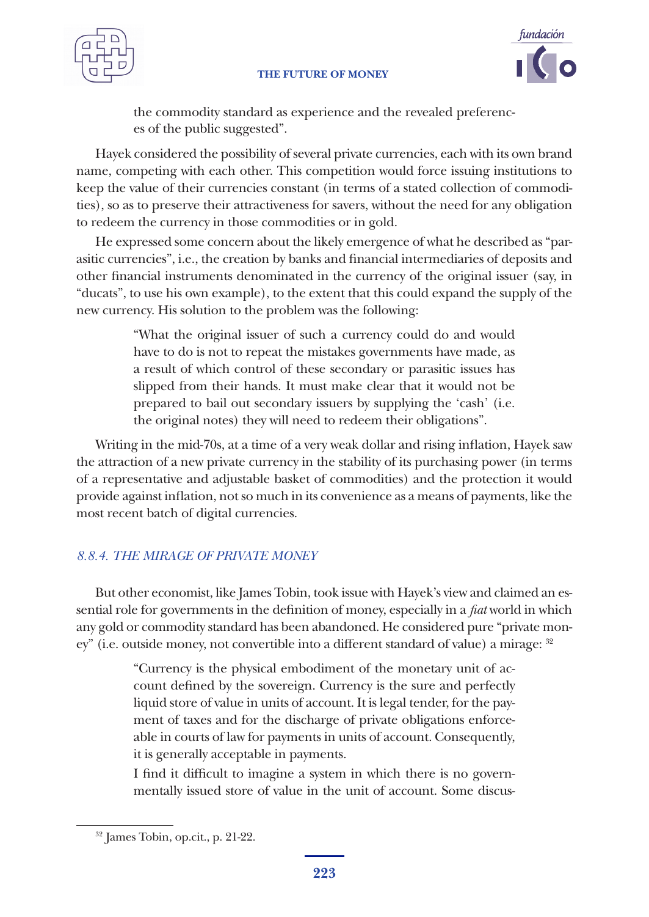> the commodity standard as experience and the revealed preferences of the public suggested".

Hayek considered the possibility of several private currencies, each with its own brand name, competing with each other. This competition would force issuing institutions to keep the value of their currencies constant (in terms of a stated collection of commodities), so as to preserve their attractiveness for savers, without the need for any obligation to redeem the currency in those commodities or in gold.

He expressed some concern about the likely emergence of what he described as "parasitic currencies", i.e., the creation by banks and financial intermediaries of deposits and other financial instruments denominated in the currency of the original issuer (say, in "ducats", to use his own example), to the extent that this could expand the supply of the new currency. His solution to the problem was the following:

> "What the original issuer of such a currency could do and would have to do is not to repeat the mistakes governments have made, as a result of which control of these secondary or parasitic issues has slipped from their hands. It must make clear that it would not be prepared to bail out secondary issuers by supplying the 'cash' (i.e. the original notes) they will need to redeem their obligations".

Writing in the mid-70s, at a time of a very weak dollar and rising inflation, Hayek saw the attraction of a new private currency in the stability of its purchasing power (in terms of a representative and adjustable basket of commodities) and the protection it would provide against inflation, not so much in its convenience as a means of payments, like the most recent batch of digital currencies.

### *8.8.4. THE MIRAGE OF PRIVATE MONEY*

But other economist, like James Tobin, took issue with Hayek's view and claimed an essential role for governments in the definition of money, especially in a *fiat* world in which any gold or commodity standard has been abandoned. He considered pure "private money" (i.e. outside money, not convertible into a different standard of value) a mirage: [32]

> "Currency is the physical embodiment of the monetary unit of account defined by the sovereign. Currency is the sure and perfectly liquid store of value in units of account. It is legal tender, for the payment of taxes and for the discharge of private obligations enforceable in courts of law for payments in units of account. Consequently, it is generally acceptable in payments.
>
> I find it difficult to imagine a system in which there is no governmentally issued store of value in the unit of account. Some discus-

[32] James Tobin, op.cit., p. 21-22.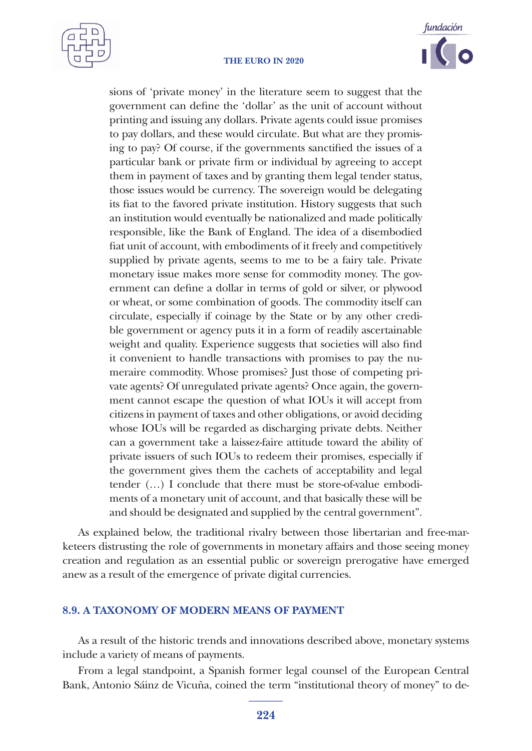sions of 'private money' in the literature seem to suggest that the government can define the 'dollar' as the unit of account without printing and issuing any dollars. Private agents could issue promises to pay dollars, and these would circulate. But what are they promising to pay? Of course, if the governments sanctified the issues of a particular bank or private firm or individual by agreeing to accept them in payment of taxes and by granting them legal tender status, those issues would be currency. The sovereign would be delegating its fiat to the favored private institution. History suggests that such an institution would eventually be nationalized and made politically responsible, like the Bank of England. The idea of a disembodied fiat unit of account, with embodiments of it freely and competitively supplied by private agents, seems to me to be a fairy tale. Private monetary issue makes more sense for commodity money. The government can define a dollar in terms of gold or silver, or plywood or wheat, or some combination of goods. The commodity itself can circulate, especially if coinage by the State or by any other credible government or agency puts it in a form of readily ascertainable weight and quality. Experience suggests that societies will also find it convenient to handle transactions with promises to pay the numeraire commodity. Whose promises? Just those of competing private agents? Of unregulated private agents? Once again, the government cannot escape the question of what IOUs it will accept from citizens in payment of taxes and other obligations, or avoid deciding whose IOUs will be regarded as discharging private debts. Neither can a government take a laissez-faire attitude toward the ability of private issuers of such IOUs to redeem their promises, especially if the government gives them the cachets of acceptability and legal tender (…) I conclude that there must be store-of-value embodiments of a monetary unit of account, and that basically these will be and should be designated and supplied by the central government".

As explained below, the traditional rivalry between those libertarian and free-marketeers distrusting the role of governments in monetary affairs and those seeing money creation and regulation as an essential public or sovereign prerogative have emerged anew as a result of the emergence of private digital currencies.

## 8.9. A TAXONOMY OF MODERN MEANS OF PAYMENT

As a result of the historic trends and innovations described above, monetary systems include a variety of means of payments.

From a legal standpoint, a Spanish former legal counsel of the European Central Bank, Antonio Sáinz de Vicuña, coined the term "institutional theory of money" to de-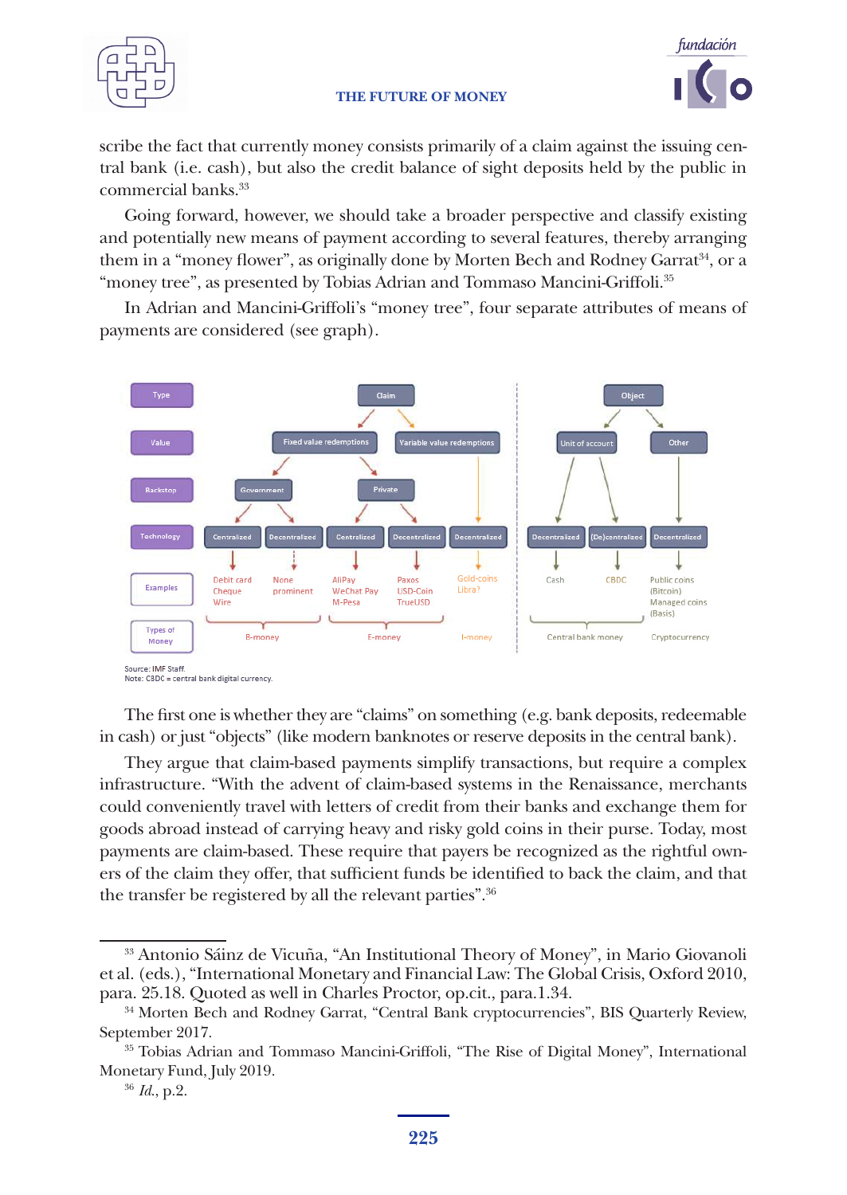scribe the fact that currently money consists primarily of a claim against the issuing central bank (i.e. cash), but also the credit balance of sight deposits held by the public in commercial banks.[33]

Going forward, however, we should take a broader perspective and classify existing and potentially new means of payment according to several features, thereby arranging them in a "money flower", as originally done by Morten Bech and Rodney Garrat[34], or a "money tree", as presented by Tobias Adrian and Tommaso Mancini-Griffoli.[35]

In Adrian and Mancini-Griffoli's "money tree", four separate attributes of means of payments are considered (see graph).

| Type | Claim | | | | | Object | | |
|---|---|---|---|---|---|---|---|---|
| Value | Fixed value redemptions | | | | Variable value redemptions | Unit of account | | Other |
| Backstop | Government | | Private | | | | | |
| Technology | Centralized | Decentralized | Centralized | Decentralized | Decentralized | Decentralized | (De)centralized | Decentralized |
| Examples | Debit card, Cheque, Wire | None prominent | AliPay, WeChat Pay, M-Pesa | Paxos, USD-Coin, TrueUSD | Gold-coins, Libra? | Cash | CBDC | Public coins (Bitcoin), Managed coins (Basis) |
| Types of Money | B-money | | E-money | | I-money | Central bank money | | Cryptocurrency |

Source: IMF Staff.
Note: CBDC = central bank digital currency.

The first one is whether they are "claims" on something (e.g. bank deposits, redeemable in cash) or just "objects" (like modern banknotes or reserve deposits in the central bank).

They argue that claim-based payments simplify transactions, but require a complex infrastructure. "With the advent of claim-based systems in the Renaissance, merchants could conveniently travel with letters of credit from their banks and exchange them for goods abroad instead of carrying heavy and risky gold coins in their purse. Today, most payments are claim-based. These require that payers be recognized as the rightful owners of the claim they offer, that sufficient funds be identified to back the claim, and that the transfer be registered by all the relevant parties".[36]

---

[33] Antonio Sáinz de Vicuña, "An Institutional Theory of Money", in Mario Giovanoli et al. (eds.), "International Monetary and Financial Law: The Global Crisis, Oxford 2010, para. 25.18. Quoted as well in Charles Proctor, op.cit., para.1.34.

[34] Morten Bech and Rodney Garrat, "Central Bank cryptocurrencies", BIS Quarterly Review, September 2017.

[35] Tobias Adrian and Tommaso Mancini-Griffoli, "The Rise of Digital Money", International Monetary Fund, July 2019.

[36] *Id.*, p.2.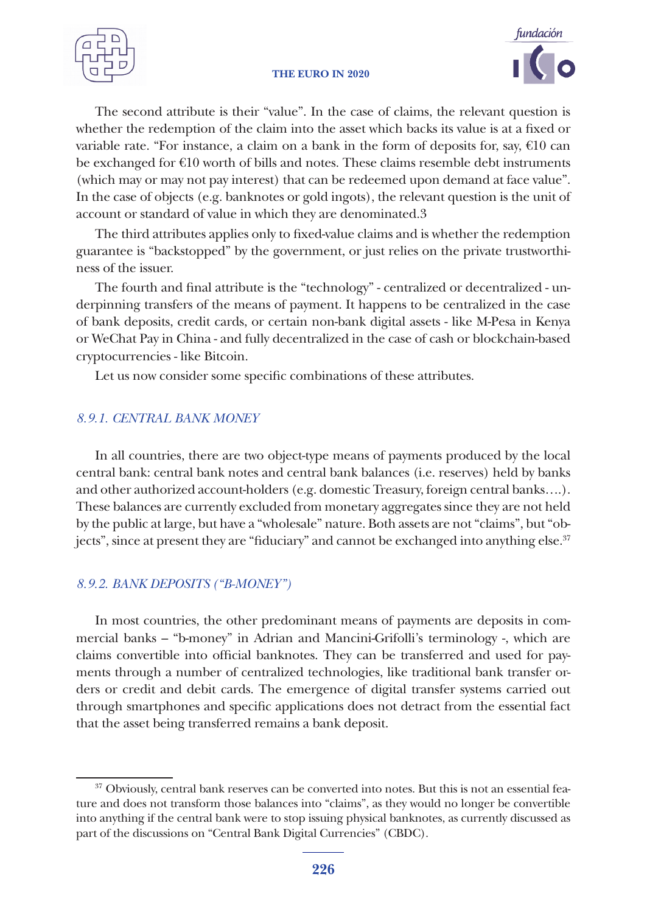The second attribute is their "value". In the case of claims, the relevant question is whether the redemption of the claim into the asset which backs its value is at a fixed or variable rate. "For instance, a claim on a bank in the form of deposits for, say, €10 can be exchanged for €10 worth of bills and notes. These claims resemble debt instruments (which may or may not pay interest) that can be redeemed upon demand at face value". In the case of objects (e.g. banknotes or gold ingots), the relevant question is the unit of account or standard of value in which they are denominated.3

The third attributes applies only to fixed-value claims and is whether the redemption guarantee is "backstopped" by the government, or just relies on the private trustworthiness of the issuer.

The fourth and final attribute is the "technology" - centralized or decentralized - underpinning transfers of the means of payment. It happens to be centralized in the case of bank deposits, credit cards, or certain non-bank digital assets - like M-Pesa in Kenya or WeChat Pay in China - and fully decentralized in the case of cash or blockchain-based cryptocurrencies - like Bitcoin.

Let us now consider some specific combinations of these attributes.

### *8.9.1. CENTRAL BANK MONEY*

In all countries, there are two object-type means of payments produced by the local central bank: central bank notes and central bank balances (i.e. reserves) held by banks and other authorized account-holders (e.g. domestic Treasury, foreign central banks….). These balances are currently excluded from monetary aggregates since they are not held by the public at large, but have a "wholesale" nature. Both assets are not "claims", but "objects", since at present they are "fiduciary" and cannot be exchanged into anything else.[37]

### *8.9.2. BANK DEPOSITS ("B-MONEY")*

In most countries, the other predominant means of payments are deposits in commercial banks – "b-money" in Adrian and Mancini-Grifolli's terminology -, which are claims convertible into official banknotes. They can be transferred and used for payments through a number of centralized technologies, like traditional bank transfer orders or credit and debit cards. The emergence of digital transfer systems carried out through smartphones and specific applications does not detract from the essential fact that the asset being transferred remains a bank deposit.

---

[37] Obviously, central bank reserves can be converted into notes. But this is not an essential feature and does not transform those balances into "claims", as they would no longer be convertible into anything if the central bank were to stop issuing physical banknotes, as currently discussed as part of the discussions on "Central Bank Digital Currencies" (CBDC).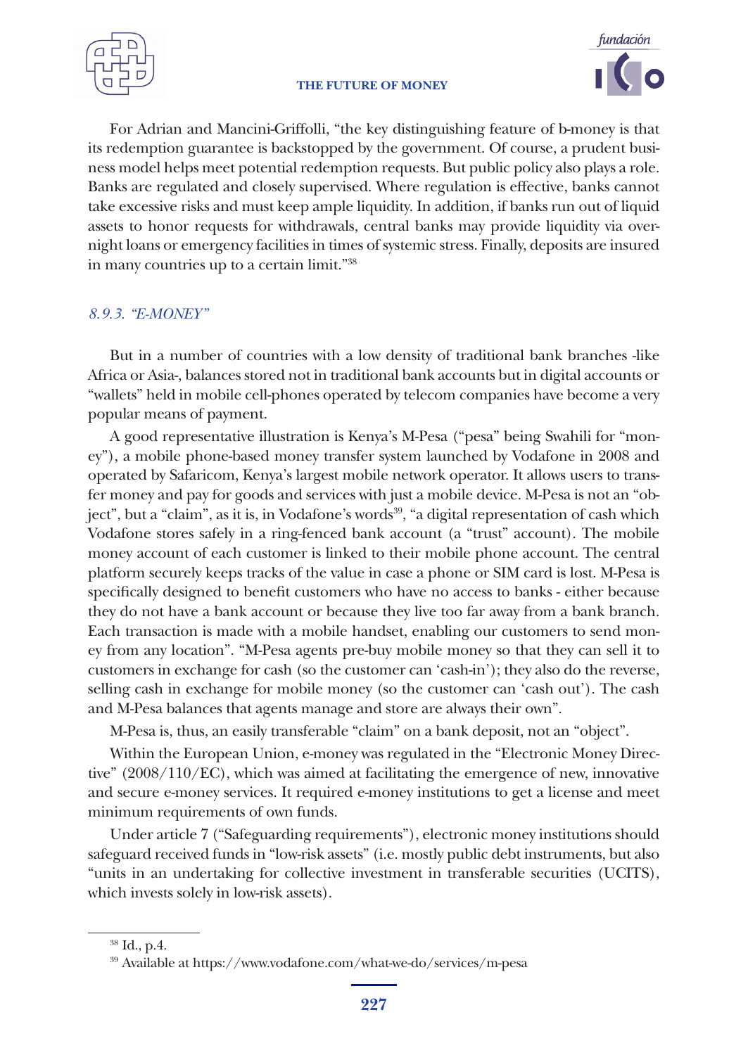For Adrian and Mancini-Griffolli, "the key distinguishing feature of b-money is that its redemption guarantee is backstopped by the government. Of course, a prudent business model helps meet potential redemption requests. But public policy also plays a role. Banks are regulated and closely supervised. Where regulation is effective, banks cannot take excessive risks and must keep ample liquidity. In addition, if banks run out of liquid assets to honor requests for withdrawals, central banks may provide liquidity via overnight loans or emergency facilities in times of systemic stress. Finally, deposits are insured in many countries up to a certain limit."[38]

### *8.9.3. "E-MONEY"*

But in a number of countries with a low density of traditional bank branches -like Africa or Asia-, balances stored not in traditional bank accounts but in digital accounts or "wallets" held in mobile cell-phones operated by telecom companies have become a very popular means of payment.

A good representative illustration is Kenya's M-Pesa ("pesa" being Swahili for "money"), a mobile phone-based money transfer system launched by Vodafone in 2008 and operated by Safaricom, Kenya's largest mobile network operator. It allows users to transfer money and pay for goods and services with just a mobile device. M-Pesa is not an "object", but a "claim", as it is, in Vodafone's words[39], "a digital representation of cash which Vodafone stores safely in a ring-fenced bank account (a "trust" account). The mobile money account of each customer is linked to their mobile phone account. The central platform securely keeps tracks of the value in case a phone or SIM card is lost. M-Pesa is specifically designed to benefit customers who have no access to banks - either because they do not have a bank account or because they live too far away from a bank branch. Each transaction is made with a mobile handset, enabling our customers to send money from any location". "M-Pesa agents pre-buy mobile money so that they can sell it to customers in exchange for cash (so the customer can 'cash-in'); they also do the reverse, selling cash in exchange for mobile money (so the customer can 'cash out'). The cash and M-Pesa balances that agents manage and store are always their own".

M-Pesa is, thus, an easily transferable "claim" on a bank deposit, not an "object".

Within the European Union, e-money was regulated in the "Electronic Money Directive" (2008/110/EC), which was aimed at facilitating the emergence of new, innovative and secure e-money services. It required e-money institutions to get a license and meet minimum requirements of own funds.

Under article 7 ("Safeguarding requirements"), electronic money institutions should safeguard received funds in "low-risk assets" (i.e. mostly public debt instruments, but also "units in an undertaking for collective investment in transferable securities (UCITS), which invests solely in low-risk assets).

---

[38] Id., p.4.

[39] Available at https://www.vodafone.com/what-we-do/services/m-pesa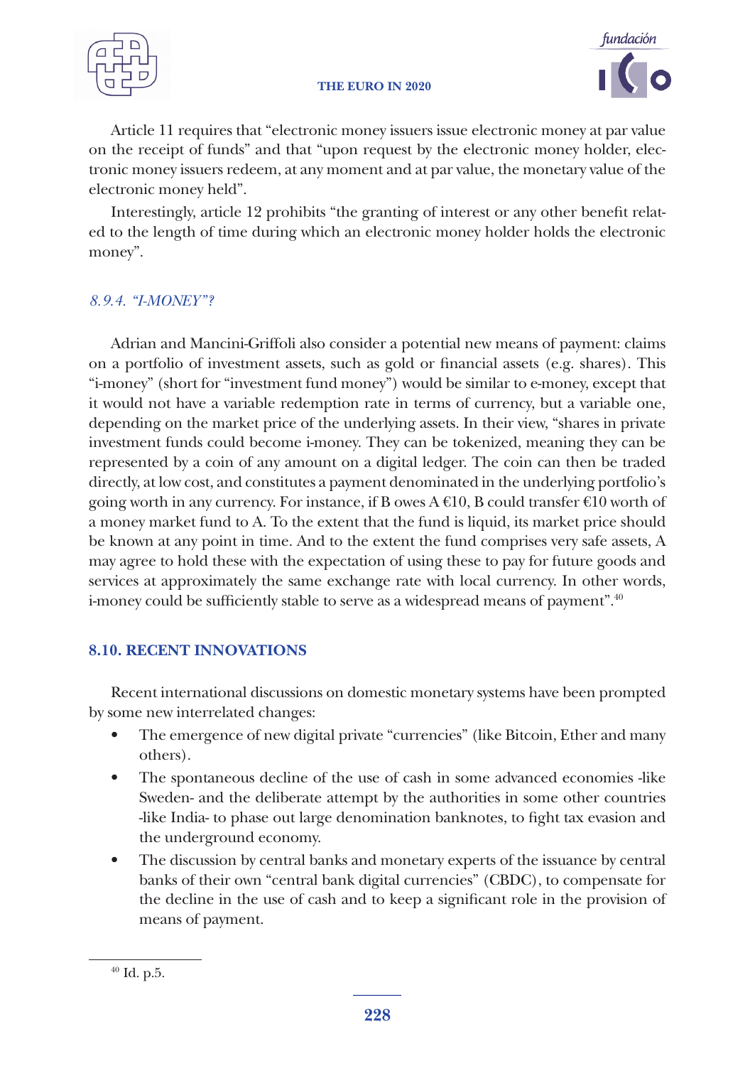Article 11 requires that "electronic money issuers issue electronic money at par value on the receipt of funds" and that "upon request by the electronic money holder, electronic money issuers redeem, at any moment and at par value, the monetary value of the electronic money held".

Interestingly, article 12 prohibits "the granting of interest or any other benefit related to the length of time during which an electronic money holder holds the electronic money".

### *8.9.4. "I-MONEY"?*

Adrian and Mancini-Griffoli also consider a potential new means of payment: claims on a portfolio of investment assets, such as gold or financial assets (e.g. shares). This "i-money" (short for "investment fund money") would be similar to e-money, except that it would not have a variable redemption rate in terms of currency, but a variable one, depending on the market price of the underlying assets. In their view, "shares in private investment funds could become i-money. They can be tokenized, meaning they can be represented by a coin of any amount on a digital ledger. The coin can then be traded directly, at low cost, and constitutes a payment denominated in the underlying portfolio's going worth in any currency. For instance, if B owes A €10, B could transfer €10 worth of a money market fund to A. To the extent that the fund is liquid, its market price should be known at any point in time. And to the extent the fund comprises very safe assets, A may agree to hold these with the expectation of using these to pay for future goods and services at approximately the same exchange rate with local currency. In other words, i-money could be sufficiently stable to serve as a widespread means of payment".[40]

## 8.10. RECENT INNOVATIONS

Recent international discussions on domestic monetary systems have been prompted by some new interrelated changes:

- The emergence of new digital private "currencies" (like Bitcoin, Ether and many others).
- The spontaneous decline of the use of cash in some advanced economies -like Sweden- and the deliberate attempt by the authorities in some other countries -like India- to phase out large denomination banknotes, to fight tax evasion and the underground economy.
- The discussion by central banks and monetary experts of the issuance by central banks of their own "central bank digital currencies" (CBDC), to compensate for the decline in the use of cash and to keep a significant role in the provision of means of payment.

[40] Id. p.5.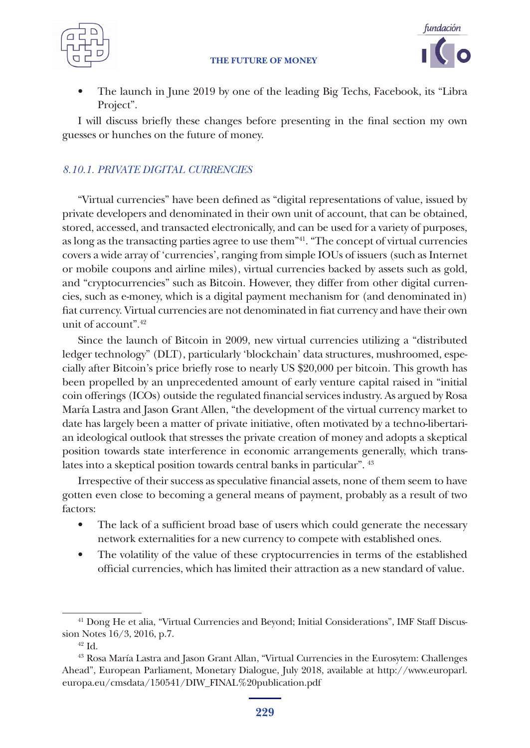- The launch in June 2019 by one of the leading Big Techs, Facebook, its "Libra Project".

I will discuss briefly these changes before presenting in the final section my own guesses or hunches on the future of money.

### *8.10.1. PRIVATE DIGITAL CURRENCIES*

"Virtual currencies" have been defined as "digital representations of value, issued by private developers and denominated in their own unit of account, that can be obtained, stored, accessed, and transacted electronically, and can be used for a variety of purposes, as long as the transacting parties agree to use them"[41]. "The concept of virtual currencies covers a wide array of 'currencies', ranging from simple IOUs of issuers (such as Internet or mobile coupons and airline miles), virtual currencies backed by assets such as gold, and "cryptocurrencies" such as Bitcoin. However, they differ from other digital currencies, such as e-money, which is a digital payment mechanism for (and denominated in) fiat currency. Virtual currencies are not denominated in fiat currency and have their own unit of account".[42]

Since the launch of Bitcoin in 2009, new virtual currencies utilizing a "distributed ledger technology" (DLT), particularly 'blockchain' data structures, mushroomed, especially after Bitcoin's price briefly rose to nearly US $20,000 per bitcoin. This growth has been propelled by an unprecedented amount of early venture capital raised in "initial coin offerings (ICOs) outside the regulated financial services industry. As argued by Rosa María Lastra and Jason Grant Allen, "the development of the virtual currency market to date has largely been a matter of private initiative, often motivated by a techno-libertarian ideological outlook that stresses the private creation of money and adopts a skeptical position towards state interference in economic arrangements generally, which translates into a skeptical position towards central banks in particular". [43]

Irrespective of their success as speculative financial assets, none of them seem to have gotten even close to becoming a general means of payment, probably as a result of two factors:

- The lack of a sufficient broad base of users which could generate the necessary network externalities for a new currency to compete with established ones.
- The volatility of the value of these cryptocurrencies in terms of the established official currencies, which has limited their attraction as a new standard of value.

---

[41] Dong He et alia, "Virtual Currencies and Beyond; Initial Considerations", IMF Staff Discussion Notes 16/3, 2016, p.7.

[42] Id.

[43] Rosa María Lastra and Jason Grant Allan, "Virtual Currencies in the Eurosytem: Challenges Ahead", European Parliament, Monetary Dialogue, July 2018, available at http://www.europarl.europa.eu/cmsdata/150541/DIW_FINAL%20publication.pdf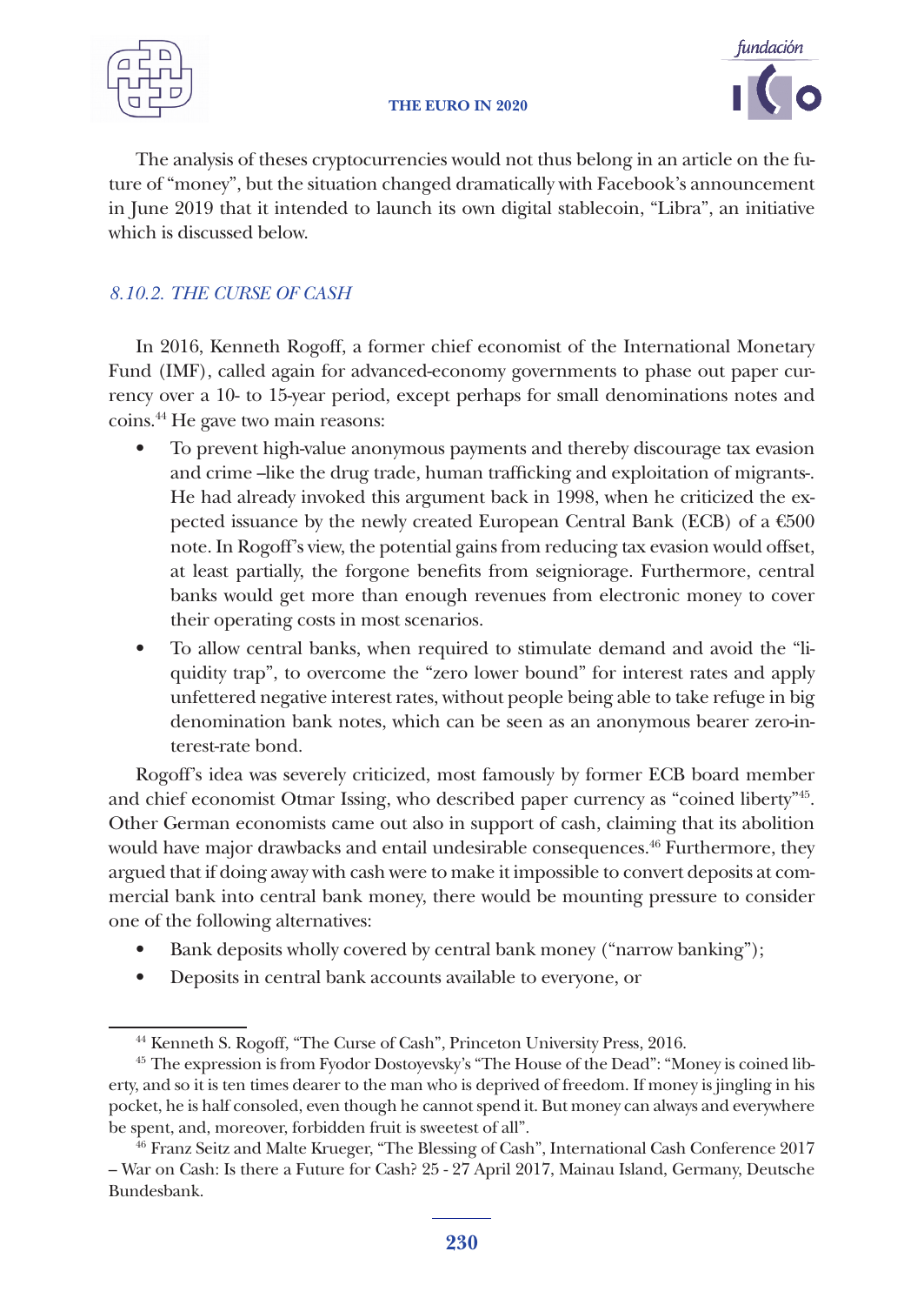The analysis of theses cryptocurrencies would not thus belong in an article on the future of "money", but the situation changed dramatically with Facebook's announcement in June 2019 that it intended to launch its own digital stablecoin, "Libra", an initiative which is discussed below.

### *8.10.2. THE CURSE OF CASH*

In 2016, Kenneth Rogoff, a former chief economist of the International Monetary Fund (IMF), called again for advanced-economy governments to phase out paper currency over a 10- to 15-year period, except perhaps for small denominations notes and coins.[44] He gave two main reasons:

- To prevent high-value anonymous payments and thereby discourage tax evasion and crime –like the drug trade, human trafficking and exploitation of migrants-. He had already invoked this argument back in 1998, when he criticized the expected issuance by the newly created European Central Bank (ECB) of a €500 note. In Rogoff's view, the potential gains from reducing tax evasion would offset, at least partially, the forgone benefits from seigniorage. Furthermore, central banks would get more than enough revenues from electronic money to cover their operating costs in most scenarios.
- To allow central banks, when required to stimulate demand and avoid the "liquidity trap", to overcome the "zero lower bound" for interest rates and apply unfettered negative interest rates, without people being able to take refuge in big denomination bank notes, which can be seen as an anonymous bearer zero-interest-rate bond.

Rogoff's idea was severely criticized, most famously by former ECB board member and chief economist Otmar Issing, who described paper currency as "coined liberty"[45]. Other German economists came out also in support of cash, claiming that its abolition would have major drawbacks and entail undesirable consequences.[46] Furthermore, they argued that if doing away with cash were to make it impossible to convert deposits at commercial bank into central bank money, there would be mounting pressure to consider one of the following alternatives:

- Bank deposits wholly covered by central bank money ("narrow banking");
- Deposits in central bank accounts available to everyone, or

---

[44] Kenneth S. Rogoff, "The Curse of Cash", Princeton University Press, 2016.

[45] The expression is from Fyodor Dostoyevsky's "The House of the Dead": "Money is coined liberty, and so it is ten times dearer to the man who is deprived of freedom. If money is jingling in his pocket, he is half consoled, even though he cannot spend it. But money can always and everywhere be spent, and, moreover, forbidden fruit is sweetest of all".

[46] Franz Seitz and Malte Krueger, "The Blessing of Cash", International Cash Conference 2017 – War on Cash: Is there a Future for Cash? 25 - 27 April 2017, Mainau Island, Germany, Deutsche Bundesbank.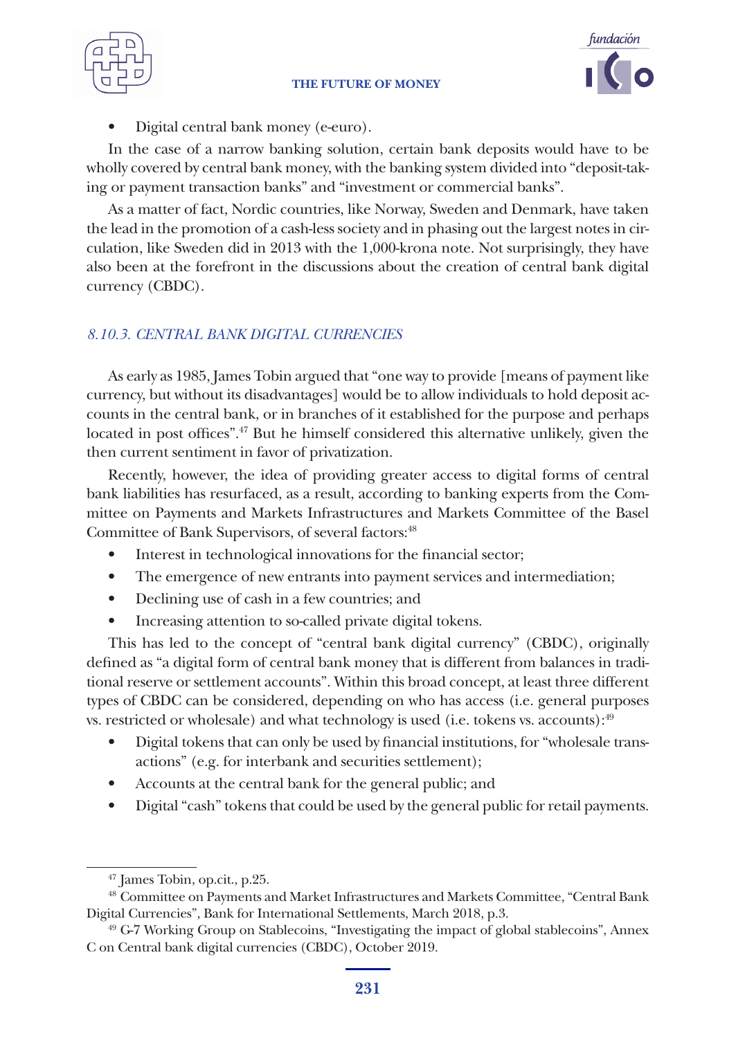- Digital central bank money (e-euro).

In the case of a narrow banking solution, certain bank deposits would have to be wholly covered by central bank money, with the banking system divided into "deposit-taking or payment transaction banks" and "investment or commercial banks".

As a matter of fact, Nordic countries, like Norway, Sweden and Denmark, have taken the lead in the promotion of a cash-less society and in phasing out the largest notes in circulation, like Sweden did in 2013 with the 1,000-krona note. Not surprisingly, they have also been at the forefront in the discussions about the creation of central bank digital currency (CBDC).

### *8.10.3. CENTRAL BANK DIGITAL CURRENCIES*

As early as 1985, James Tobin argued that "one way to provide [means of payment like currency, but without its disadvantages] would be to allow individuals to hold deposit accounts in the central bank, or in branches of it established for the purpose and perhaps located in post offices".[47] But he himself considered this alternative unlikely, given the then current sentiment in favor of privatization.

Recently, however, the idea of providing greater access to digital forms of central bank liabilities has resurfaced, as a result, according to banking experts from the Committee on Payments and Markets Infrastructures and Markets Committee of the Basel Committee of Bank Supervisors, of several factors:[48]

- Interest in technological innovations for the financial sector;
- The emergence of new entrants into payment services and intermediation;
- Declining use of cash in a few countries; and
- Increasing attention to so-called private digital tokens.

This has led to the concept of "central bank digital currency" (CBDC), originally defined as "a digital form of central bank money that is different from balances in traditional reserve or settlement accounts". Within this broad concept, at least three different types of CBDC can be considered, depending on who has access (i.e. general purposes vs. restricted or wholesale) and what technology is used (i.e. tokens vs. accounts):[49]

- Digital tokens that can only be used by financial institutions, for "wholesale transactions" (e.g. for interbank and securities settlement);
- Accounts at the central bank for the general public; and
- Digital "cash" tokens that could be used by the general public for retail payments.

---

[47] James Tobin, op.cit., p.25.

[48] Committee on Payments and Market Infrastructures and Markets Committee, "Central Bank Digital Currencies", Bank for International Settlements, March 2018, p.3.

[49] G-7 Working Group on Stablecoins, "Investigating the impact of global stablecoins", Annex C on Central bank digital currencies (CBDC), October 2019.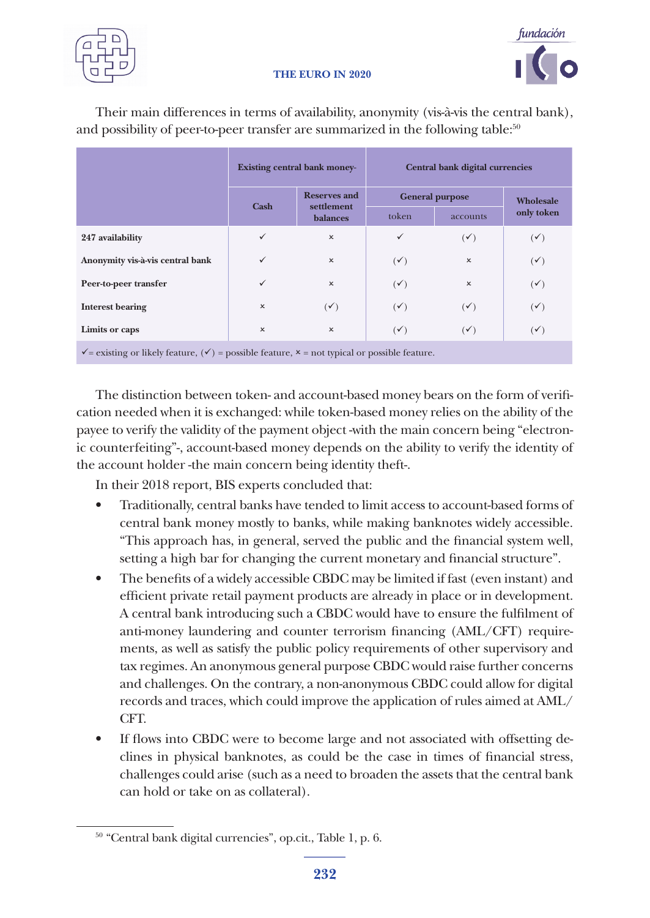Their main differences in terms of availability, anonymity (vis-à-vis the central bank), and possibility of peer-to-peer transfer are summarized in the following table:[50]

| | Existing central bank money- | | Central bank digital currencies | | |
|---|---|---|---|---|---|
| | Cash | Reserves and settlement balances | General purpose | | Wholesale only token |
| | | | token | accounts | |
| **247 availability** | ✓ | × | ✓ | (✓) | (✓) |
| **Anonymity vis-à-vis central bank** | ✓ | × | (✓) | × | (✓) |
| **Peer-to-peer transfer** | ✓ | × | (✓) | × | (✓) |
| **Interest bearing** | × | (✓) | (✓) | (✓) | (✓) |
| **Limits or caps** | × | × | (✓) | (✓) | (✓) |

✓= existing or likely feature, (✓) = possible feature, × = not typical or possible feature.

The distinction between token- and account-based money bears on the form of verification needed when it is exchanged: while token-based money relies on the ability of the payee to verify the validity of the payment object -with the main concern being "electronic counterfeiting"-, account-based money depends on the ability to verify the identity of the account holder -the main concern being identity theft-.

In their 2018 report, BIS experts concluded that:

- Traditionally, central banks have tended to limit access to account-based forms of central bank money mostly to banks, while making banknotes widely accessible. "This approach has, in general, served the public and the financial system well, setting a high bar for changing the current monetary and financial structure".
- The benefits of a widely accessible CBDC may be limited if fast (even instant) and efficient private retail payment products are already in place or in development. A central bank introducing such a CBDC would have to ensure the fulfilment of anti-money laundering and counter terrorism financing (AML/CFT) requirements, as well as satisfy the public policy requirements of other supervisory and tax regimes. An anonymous general purpose CBDC would raise further concerns and challenges. On the contrary, a non-anonymous CBDC could allow for digital records and traces, which could improve the application of rules aimed at AML/CFT.
- If flows into CBDC were to become large and not associated with offsetting declines in physical banknotes, as could be the case in times of financial stress, challenges could arise (such as a need to broaden the assets that the central bank can hold or take on as collateral).

[50] "Central bank digital currencies", op.cit., Table 1, p. 6.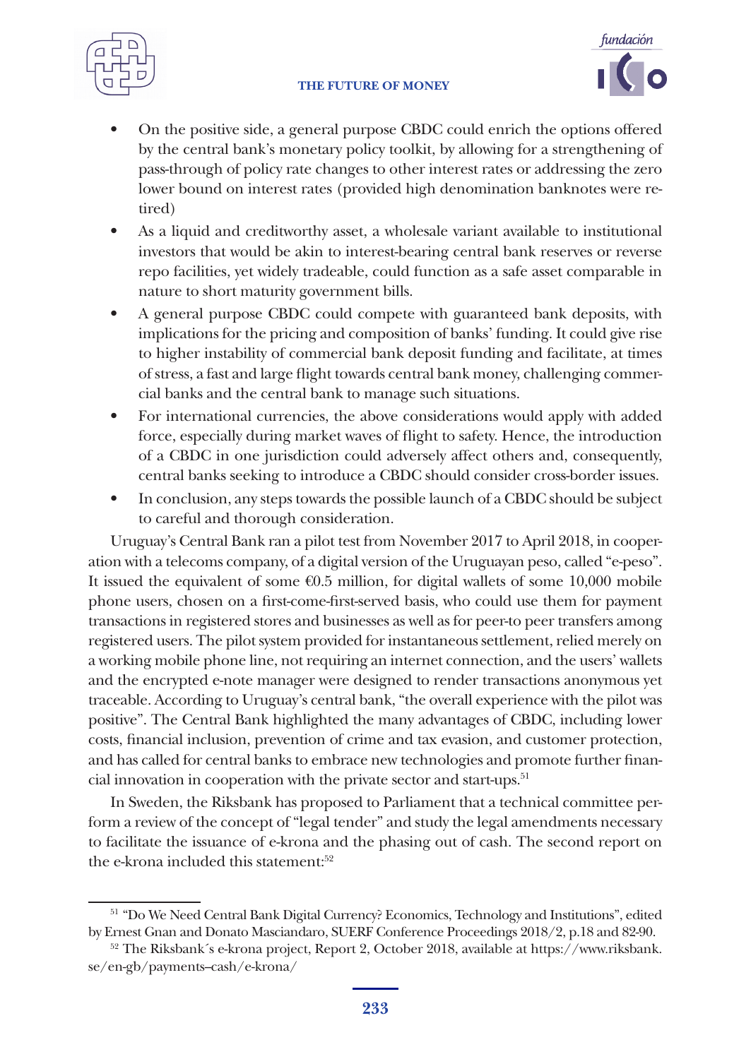- On the positive side, a general purpose CBDC could enrich the options offered by the central bank's monetary policy toolkit, by allowing for a strengthening of pass-through of policy rate changes to other interest rates or addressing the zero lower bound on interest rates (provided high denomination banknotes were retired)
- As a liquid and creditworthy asset, a wholesale variant available to institutional investors that would be akin to interest-bearing central bank reserves or reverse repo facilities, yet widely tradeable, could function as a safe asset comparable in nature to short maturity government bills.
- A general purpose CBDC could compete with guaranteed bank deposits, with implications for the pricing and composition of banks' funding. It could give rise to higher instability of commercial bank deposit funding and facilitate, at times of stress, a fast and large flight towards central bank money, challenging commercial banks and the central bank to manage such situations.
- For international currencies, the above considerations would apply with added force, especially during market waves of flight to safety. Hence, the introduction of a CBDC in one jurisdiction could adversely affect others and, consequently, central banks seeking to introduce a CBDC should consider cross-border issues.
- In conclusion, any steps towards the possible launch of a CBDC should be subject to careful and thorough consideration.

Uruguay's Central Bank ran a pilot test from November 2017 to April 2018, in cooperation with a telecoms company, of a digital version of the Uruguayan peso, called "e-peso". It issued the equivalent of some €0.5 million, for digital wallets of some 10,000 mobile phone users, chosen on a first-come-first-served basis, who could use them for payment transactions in registered stores and businesses as well as for peer-to peer transfers among registered users. The pilot system provided for instantaneous settlement, relied merely on a working mobile phone line, not requiring an internet connection, and the users' wallets and the encrypted e-note manager were designed to render transactions anonymous yet traceable. According to Uruguay's central bank, "the overall experience with the pilot was positive". The Central Bank highlighted the many advantages of CBDC, including lower costs, financial inclusion, prevention of crime and tax evasion, and customer protection, and has called for central banks to embrace new technologies and promote further financial innovation in cooperation with the private sector and start-ups.[51]

In Sweden, the Riksbank has proposed to Parliament that a technical committee perform a review of the concept of "legal tender" and study the legal amendments necessary to facilitate the issuance of e-krona and the phasing out of cash. The second report on the e-krona included this statement:[52]

---

[51] "Do We Need Central Bank Digital Currency? Economics, Technology and Institutions", edited by Ernest Gnan and Donato Masciandaro, SUERF Conference Proceedings 2018/2, p.18 and 82-90.

[52] The Riksbank´s e-krona project, Report 2, October 2018, available at https://www.riksbank.se/en-gb/payments–cash/e-krona/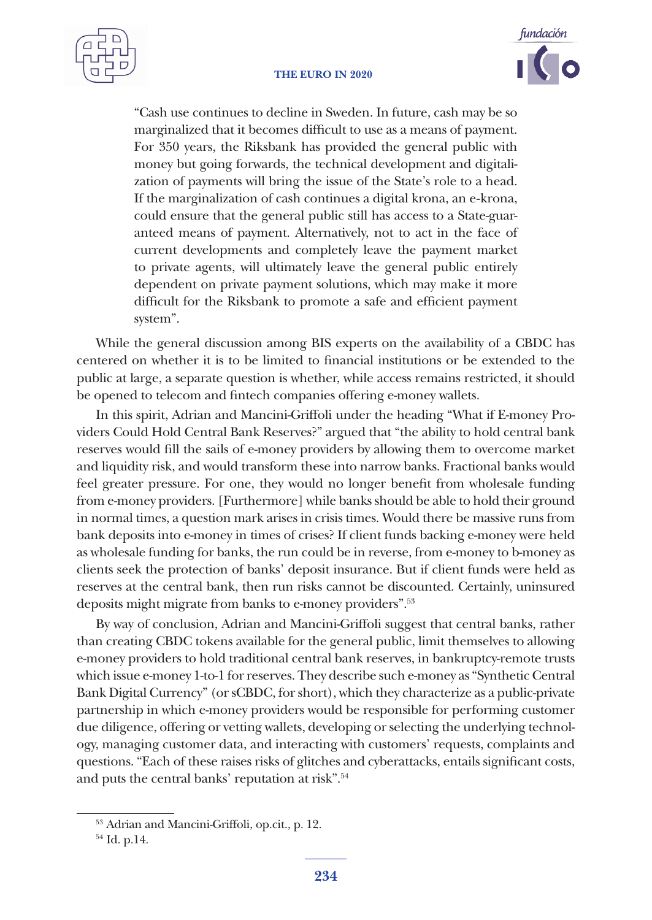> "Cash use continues to decline in Sweden. In future, cash may be so marginalized that it becomes difficult to use as a means of payment. For 350 years, the Riksbank has provided the general public with money but going forwards, the technical development and digitalization of payments will bring the issue of the State's role to a head. If the marginalization of cash continues a digital krona, an e-krona, could ensure that the general public still has access to a State-guaranteed means of payment. Alternatively, not to act in the face of current developments and completely leave the payment market to private agents, will ultimately leave the general public entirely dependent on private payment solutions, which may make it more difficult for the Riksbank to promote a safe and efficient payment system".

While the general discussion among BIS experts on the availability of a CBDC has centered on whether it is to be limited to financial institutions or be extended to the public at large, a separate question is whether, while access remains restricted, it should be opened to telecom and fintech companies offering e-money wallets.

In this spirit, Adrian and Mancini-Griffoli under the heading "What if E-money Providers Could Hold Central Bank Reserves?" argued that "the ability to hold central bank reserves would fill the sails of e-money providers by allowing them to overcome market and liquidity risk, and would transform these into narrow banks. Fractional banks would feel greater pressure. For one, they would no longer benefit from wholesale funding from e-money providers. [Furthermore] while banks should be able to hold their ground in normal times, a question mark arises in crisis times. Would there be massive runs from bank deposits into e-money in times of crises? If client funds backing e-money were held as wholesale funding for banks, the run could be in reverse, from e-money to b-money as clients seek the protection of banks' deposit insurance. But if client funds were held as reserves at the central bank, then run risks cannot be discounted. Certainly, uninsured deposits might migrate from banks to e-money providers".[53]

By way of conclusion, Adrian and Mancini-Griffoli suggest that central banks, rather than creating CBDC tokens available for the general public, limit themselves to allowing e-money providers to hold traditional central bank reserves, in bankruptcy-remote trusts which issue e-money 1-to-1 for reserves. They describe such e-money as "Synthetic Central Bank Digital Currency" (or sCBDC, for short), which they characterize as a public-private partnership in which e-money providers would be responsible for performing customer due diligence, offering or vetting wallets, developing or selecting the underlying technology, managing customer data, and interacting with customers' requests, complaints and questions. "Each of these raises risks of glitches and cyberattacks, entails significant costs, and puts the central banks' reputation at risk".[54]

---

[53] Adrian and Mancini-Griffoli, op.cit., p. 12.

[54] Id. p.14.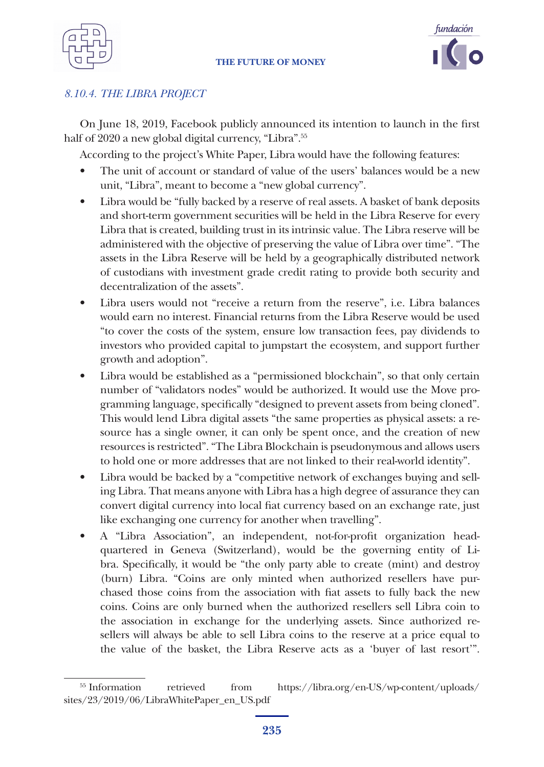*8.10.4. THE LIBRA PROJECT*

On June 18, 2019, Facebook publicly announced its intention to launch in the first half of 2020 a new global digital currency, "Libra".[55]

According to the project's White Paper, Libra would have the following features:

- The unit of account or standard of value of the users' balances would be a new unit, "Libra", meant to become a "new global currency".
- Libra would be "fully backed by a reserve of real assets. A basket of bank deposits and short-term government securities will be held in the Libra Reserve for every Libra that is created, building trust in its intrinsic value. The Libra reserve will be administered with the objective of preserving the value of Libra over time". "The assets in the Libra Reserve will be held by a geographically distributed network of custodians with investment grade credit rating to provide both security and decentralization of the assets".
- Libra users would not "receive a return from the reserve", i.e. Libra balances would earn no interest. Financial returns from the Libra Reserve would be used "to cover the costs of the system, ensure low transaction fees, pay dividends to investors who provided capital to jumpstart the ecosystem, and support further growth and adoption".
- Libra would be established as a "permissioned blockchain", so that only certain number of "validators nodes" would be authorized. It would use the Move programming language, specifically "designed to prevent assets from being cloned". This would lend Libra digital assets "the same properties as physical assets: a resource has a single owner, it can only be spent once, and the creation of new resources is restricted". "The Libra Blockchain is pseudonymous and allows users to hold one or more addresses that are not linked to their real-world identity".
- Libra would be backed by a "competitive network of exchanges buying and selling Libra. That means anyone with Libra has a high degree of assurance they can convert digital currency into local fiat currency based on an exchange rate, just like exchanging one currency for another when travelling".
- A "Libra Association", an independent, not-for-profit organization headquartered in Geneva (Switzerland), would be the governing entity of Libra. Specifically, it would be "the only party able to create (mint) and destroy (burn) Libra. "Coins are only minted when authorized resellers have purchased those coins from the association with fiat assets to fully back the new coins. Coins are only burned when the authorized resellers sell Libra coin to the association in exchange for the underlying assets. Since authorized resellers will always be able to sell Libra coins to the reserve at a price equal to the value of the basket, the Libra Reserve acts as a 'buyer of last resort'".

[55] Information retrieved from https://libra.org/en-US/wp-content/uploads/sites/23/2019/06/LibraWhitePaper_en_US.pdf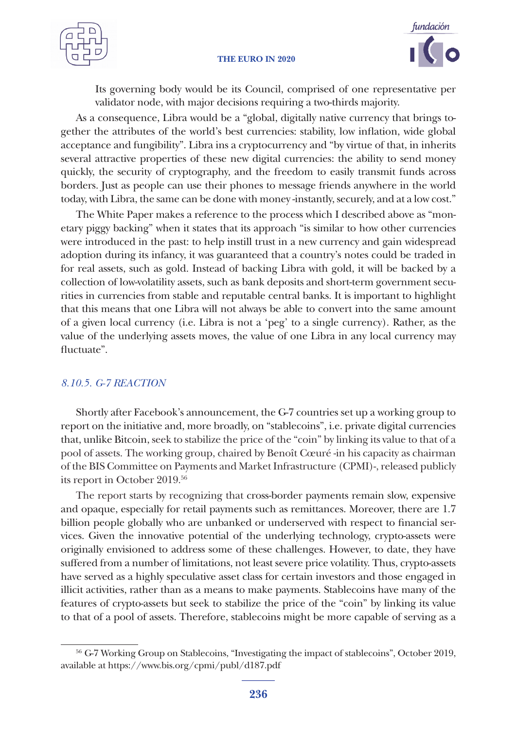Its governing body would be its Council, comprised of one representative per validator node, with major decisions requiring a two-thirds majority.

As a consequence, Libra would be a "global, digitally native currency that brings together the attributes of the world's best currencies: stability, low inflation, wide global acceptance and fungibility". Libra ins a cryptocurrency and "by virtue of that, in inherits several attractive properties of these new digital currencies: the ability to send money quickly, the security of cryptography, and the freedom to easily transmit funds across borders. Just as people can use their phones to message friends anywhere in the world today, with Libra, the same can be done with money -instantly, securely, and at a low cost."

The White Paper makes a reference to the process which I described above as "monetary piggy backing" when it states that its approach "is similar to how other currencies were introduced in the past: to help instill trust in a new currency and gain widespread adoption during its infancy, it was guaranteed that a country's notes could be traded in for real assets, such as gold. Instead of backing Libra with gold, it will be backed by a collection of low-volatility assets, such as bank deposits and short-term government securities in currencies from stable and reputable central banks. It is important to highlight that this means that one Libra will not always be able to convert into the same amount of a given local currency (i.e. Libra is not a 'peg' to a single currency). Rather, as the value of the underlying assets moves, the value of one Libra in any local currency may fluctuate".

### *8.10.5. G-7 REACTION*

Shortly after Facebook's announcement, the G-7 countries set up a working group to report on the initiative and, more broadly, on "stablecoins", i.e. private digital currencies that, unlike Bitcoin, seek to stabilize the price of the "coin" by linking its value to that of a pool of assets. The working group, chaired by Benoît Cœuré -in his capacity as chairman of the BIS Committee on Payments and Market Infrastructure (CPMI)-, released publicly its report in October 2019.[56]

The report starts by recognizing that cross-border payments remain slow, expensive and opaque, especially for retail payments such as remittances. Moreover, there are 1.7 billion people globally who are unbanked or underserved with respect to financial services. Given the innovative potential of the underlying technology, crypto-assets were originally envisioned to address some of these challenges. However, to date, they have suffered from a number of limitations, not least severe price volatility. Thus, crypto-assets have served as a highly speculative asset class for certain investors and those engaged in illicit activities, rather than as a means to make payments. Stablecoins have many of the features of crypto-assets but seek to stabilize the price of the "coin" by linking its value to that of a pool of assets. Therefore, stablecoins might be more capable of serving as a

[56] G-7 Working Group on Stablecoins, "Investigating the impact of stablecoins", October 2019, available at https://www.bis.org/cpmi/publ/d187.pdf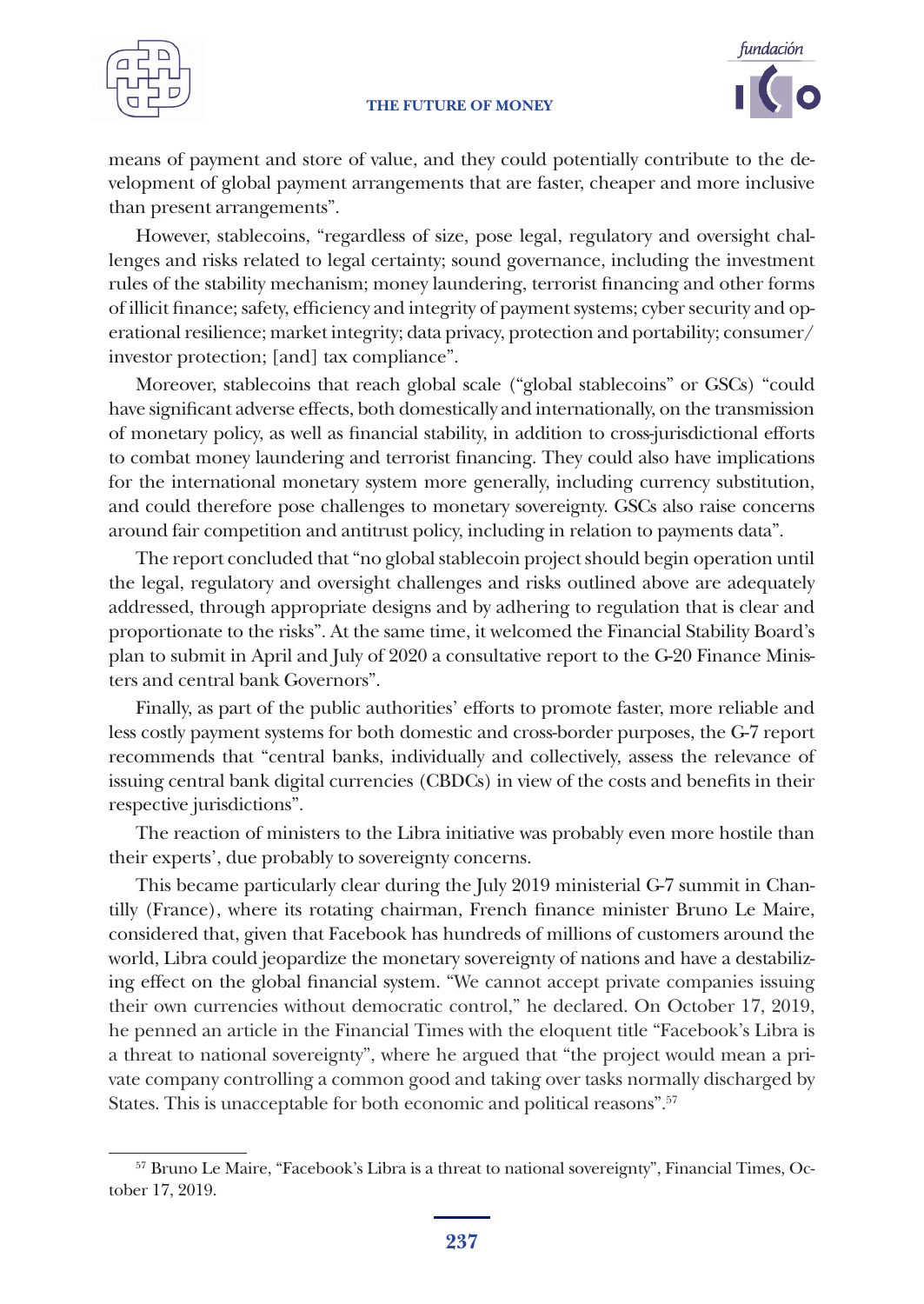means of payment and store of value, and they could potentially contribute to the development of global payment arrangements that are faster, cheaper and more inclusive than present arrangements".

However, stablecoins, "regardless of size, pose legal, regulatory and oversight challenges and risks related to legal certainty; sound governance, including the investment rules of the stability mechanism; money laundering, terrorist financing and other forms of illicit finance; safety, efficiency and integrity of payment systems; cyber security and operational resilience; market integrity; data privacy, protection and portability; consumer/investor protection; [and] tax compliance".

Moreover, stablecoins that reach global scale ("global stablecoins" or GSCs) "could have significant adverse effects, both domestically and internationally, on the transmission of monetary policy, as well as financial stability, in addition to cross-jurisdictional efforts to combat money laundering and terrorist financing. They could also have implications for the international monetary system more generally, including currency substitution, and could therefore pose challenges to monetary sovereignty. GSCs also raise concerns around fair competition and antitrust policy, including in relation to payments data".

The report concluded that "no global stablecoin project should begin operation until the legal, regulatory and oversight challenges and risks outlined above are adequately addressed, through appropriate designs and by adhering to regulation that is clear and proportionate to the risks". At the same time, it welcomed the Financial Stability Board's plan to submit in April and July of 2020 a consultative report to the G-20 Finance Ministers and central bank Governors".

Finally, as part of the public authorities' efforts to promote faster, more reliable and less costly payment systems for both domestic and cross-border purposes, the G-7 report recommends that "central banks, individually and collectively, assess the relevance of issuing central bank digital currencies (CBDCs) in view of the costs and benefits in their respective jurisdictions".

The reaction of ministers to the Libra initiative was probably even more hostile than their experts', due probably to sovereignty concerns.

This became particularly clear during the July 2019 ministerial G-7 summit in Chantilly (France), where its rotating chairman, French finance minister Bruno Le Maire, considered that, given that Facebook has hundreds of millions of customers around the world, Libra could jeopardize the monetary sovereignty of nations and have a destabilizing effect on the global financial system. "We cannot accept private companies issuing their own currencies without democratic control," he declared. On October 17, 2019, he penned an article in the Financial Times with the eloquent title "Facebook's Libra is a threat to national sovereignty", where he argued that "the project would mean a private company controlling a common good and taking over tasks normally discharged by States. This is unacceptable for both economic and political reasons".[57]

[57] Bruno Le Maire, "Facebook's Libra is a threat to national sovereignty", Financial Times, October 17, 2019.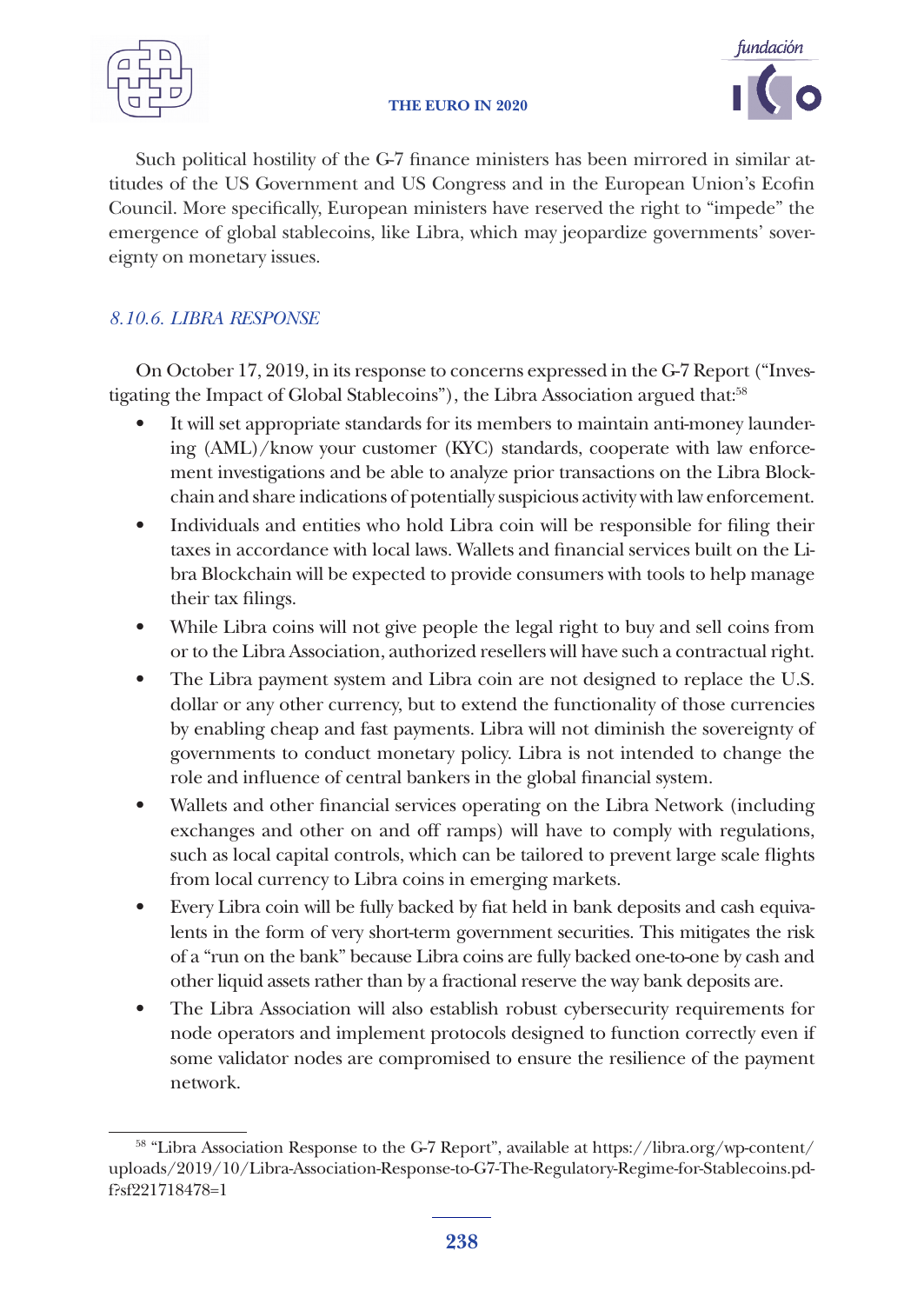Such political hostility of the G-7 finance ministers has been mirrored in similar attitudes of the US Government and US Congress and in the European Union's Ecofin Council. More specifically, European ministers have reserved the right to "impede" the emergence of global stablecoins, like Libra, which may jeopardize governments' sovereignty on monetary issues.

### *8.10.6. LIBRA RESPONSE*

On October 17, 2019, in its response to concerns expressed in the G-7 Report ("Investigating the Impact of Global Stablecoins"), the Libra Association argued that:[58]

- It will set appropriate standards for its members to maintain anti-money laundering (AML)/know your customer (KYC) standards, cooperate with law enforcement investigations and be able to analyze prior transactions on the Libra Blockchain and share indications of potentially suspicious activity with law enforcement.
- Individuals and entities who hold Libra coin will be responsible for filing their taxes in accordance with local laws. Wallets and financial services built on the Libra Blockchain will be expected to provide consumers with tools to help manage their tax filings.
- While Libra coins will not give people the legal right to buy and sell coins from or to the Libra Association, authorized resellers will have such a contractual right.
- The Libra payment system and Libra coin are not designed to replace the U.S. dollar or any other currency, but to extend the functionality of those currencies by enabling cheap and fast payments. Libra will not diminish the sovereignty of governments to conduct monetary policy. Libra is not intended to change the role and influence of central bankers in the global financial system.
- Wallets and other financial services operating on the Libra Network (including exchanges and other on and off ramps) will have to comply with regulations, such as local capital controls, which can be tailored to prevent large scale flights from local currency to Libra coins in emerging markets.
- Every Libra coin will be fully backed by fiat held in bank deposits and cash equivalents in the form of very short-term government securities. This mitigates the risk of a "run on the bank" because Libra coins are fully backed one-to-one by cash and other liquid assets rather than by a fractional reserve the way bank deposits are.
- The Libra Association will also establish robust cybersecurity requirements for node operators and implement protocols designed to function correctly even if some validator nodes are compromised to ensure the resilience of the payment network.

---

[58] "Libra Association Response to the G-7 Report", available at https://libra.org/wp-content/uploads/2019/10/Libra-Association-Response-to-G7-The-Regulatory-Regime-for-Stablecoins.pdf?sf221718478=1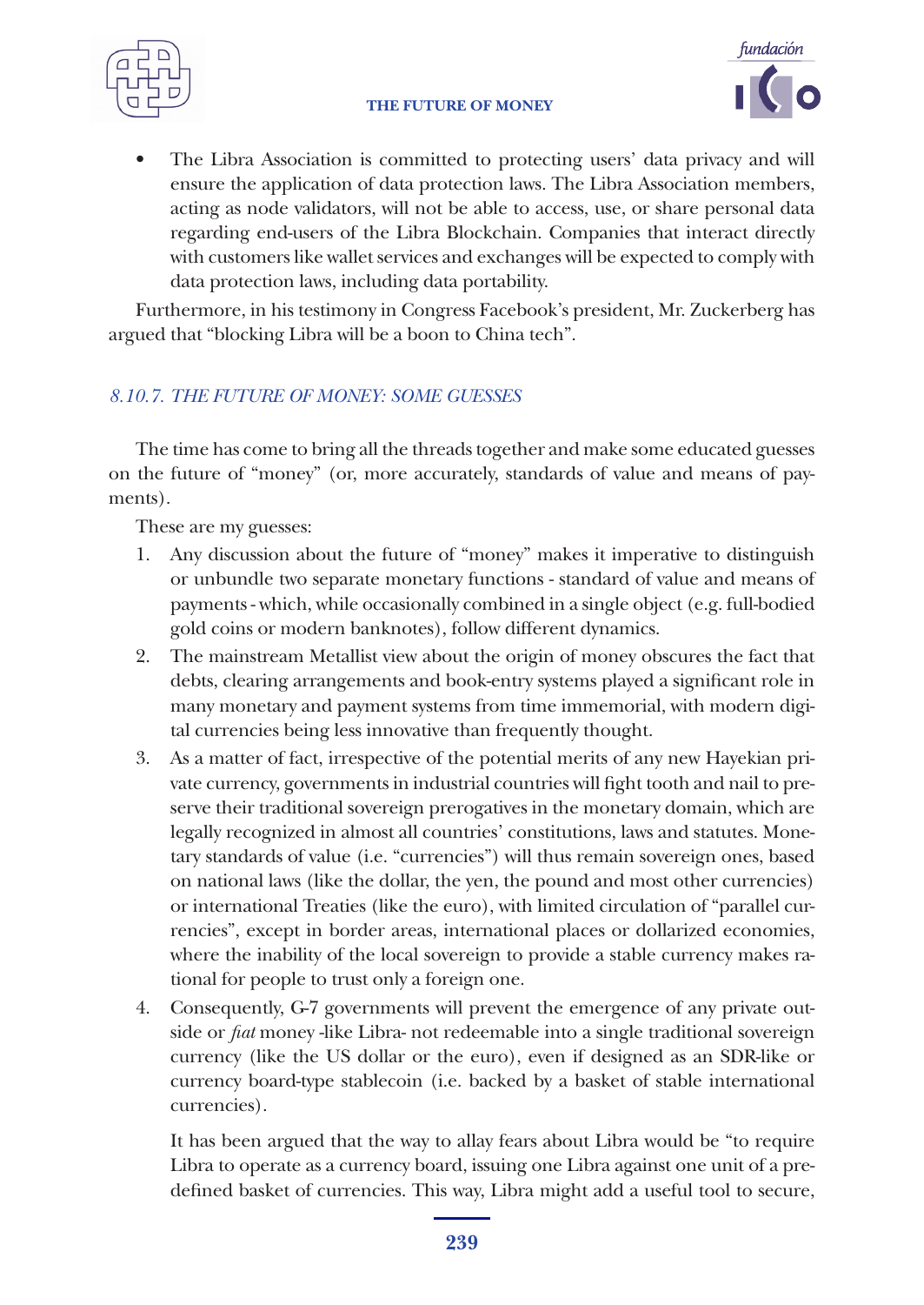- The Libra Association is committed to protecting users' data privacy and will ensure the application of data protection laws. The Libra Association members, acting as node validators, will not be able to access, use, or share personal data regarding end-users of the Libra Blockchain. Companies that interact directly with customers like wallet services and exchanges will be expected to comply with data protection laws, including data portability.

Furthermore, in his testimony in Congress Facebook's president, Mr. Zuckerberg has argued that "blocking Libra will be a boon to China tech".

### *8.10.7. THE FUTURE OF MONEY: SOME GUESSES*

The time has come to bring all the threads together and make some educated guesses on the future of "money" (or, more accurately, standards of value and means of payments).

These are my guesses:

1. Any discussion about the future of "money" makes it imperative to distinguish or unbundle two separate monetary functions - standard of value and means of payments - which, while occasionally combined in a single object (e.g. full-bodied gold coins or modern banknotes), follow different dynamics.
2. The mainstream Metallist view about the origin of money obscures the fact that debts, clearing arrangements and book-entry systems played a significant role in many monetary and payment systems from time immemorial, with modern digital currencies being less innovative than frequently thought.
3. As a matter of fact, irrespective of the potential merits of any new Hayekian private currency, governments in industrial countries will fight tooth and nail to preserve their traditional sovereign prerogatives in the monetary domain, which are legally recognized in almost all countries' constitutions, laws and statutes. Monetary standards of value (i.e. "currencies") will thus remain sovereign ones, based on national laws (like the dollar, the yen, the pound and most other currencies) or international Treaties (like the euro), with limited circulation of "parallel currencies", except in border areas, international places or dollarized economies, where the inability of the local sovereign to provide a stable currency makes rational for people to trust only a foreign one.
4. Consequently, G-7 governments will prevent the emergence of any private outside or *fiat* money -like Libra- not redeemable into a single traditional sovereign currency (like the US dollar or the euro), even if designed as an SDR-like or currency board-type stablecoin (i.e. backed by a basket of stable international currencies).

   It has been argued that the way to allay fears about Libra would be "to require Libra to operate as a currency board, issuing one Libra against one unit of a predefined basket of currencies. This way, Libra might add a useful tool to secure,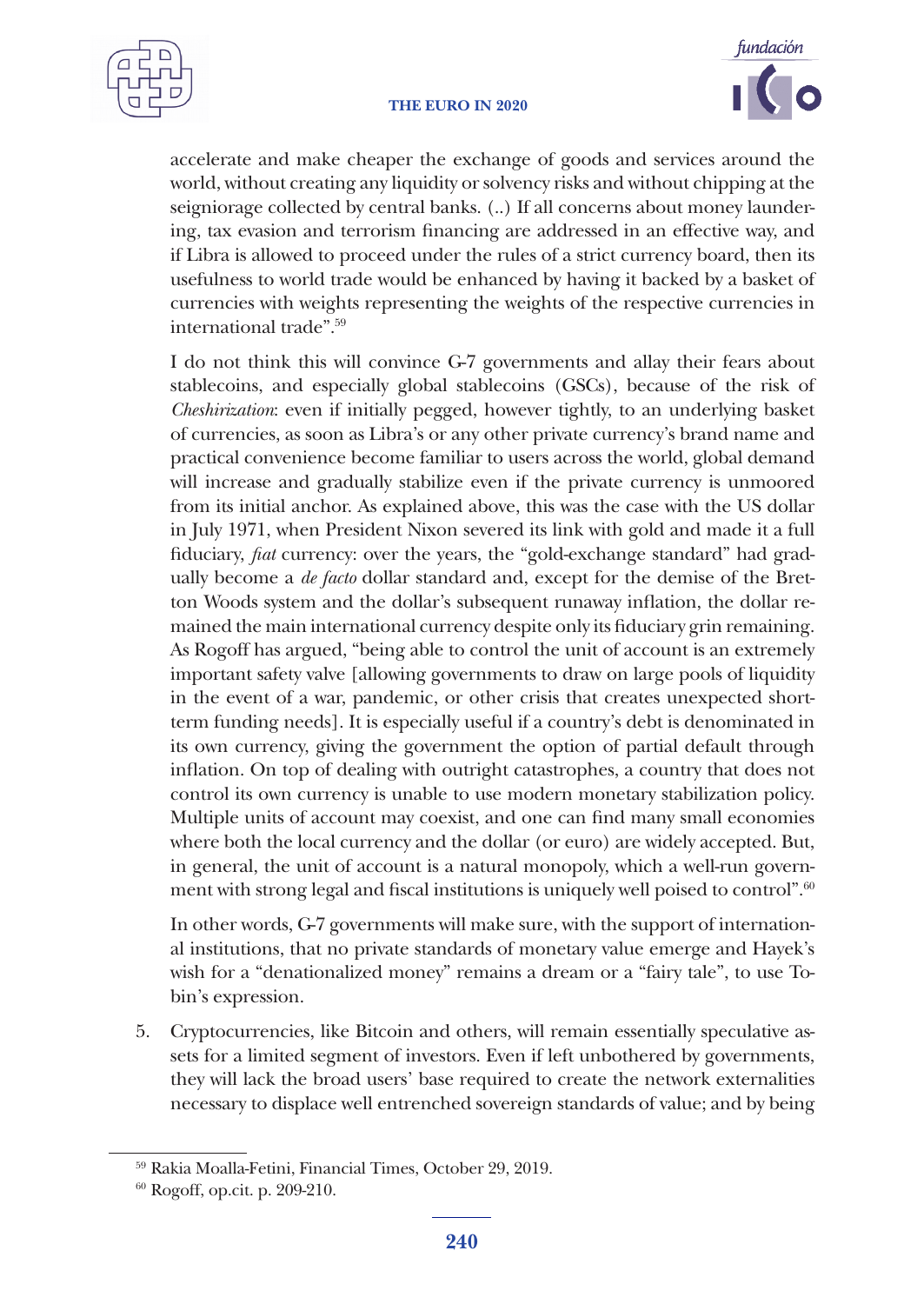accelerate and make cheaper the exchange of goods and services around the world, without creating any liquidity or solvency risks and without chipping at the seigniorage collected by central banks. (..) If all concerns about money laundering, tax evasion and terrorism financing are addressed in an effective way, and if Libra is allowed to proceed under the rules of a strict currency board, then its usefulness to world trade would be enhanced by having it backed by a basket of currencies with weights representing the weights of the respective currencies in international trade".[59]

I do not think this will convince G-7 governments and allay their fears about stablecoins, and especially global stablecoins (GSCs), because of the risk of *Cheshirization*: even if initially pegged, however tightly, to an underlying basket of currencies, as soon as Libra's or any other private currency's brand name and practical convenience become familiar to users across the world, global demand will increase and gradually stabilize even if the private currency is unmoored from its initial anchor. As explained above, this was the case with the US dollar in July 1971, when President Nixon severed its link with gold and made it a full fiduciary, *fiat* currency: over the years, the "gold-exchange standard" had gradually become a *de facto* dollar standard and, except for the demise of the Bretton Woods system and the dollar's subsequent runaway inflation, the dollar remained the main international currency despite only its fiduciary grin remaining. As Rogoff has argued, "being able to control the unit of account is an extremely important safety valve [allowing governments to draw on large pools of liquidity in the event of a war, pandemic, or other crisis that creates unexpected short-term funding needs]. It is especially useful if a country's debt is denominated in its own currency, giving the government the option of partial default through inflation. On top of dealing with outright catastrophes, a country that does not control its own currency is unable to use modern monetary stabilization policy. Multiple units of account may coexist, and one can find many small economies where both the local currency and the dollar (or euro) are widely accepted. But, in general, the unit of account is a natural monopoly, which a well-run government with strong legal and fiscal institutions is uniquely well poised to control".[60]

In other words, G-7 governments will make sure, with the support of international institutions, that no private standards of monetary value emerge and Hayek's wish for a "denationalized money" remains a dream or a "fairy tale", to use Tobin's expression.

5. Cryptocurrencies, like Bitcoin and others, will remain essentially speculative assets for a limited segment of investors. Even if left unbothered by governments, they will lack the broad users' base required to create the network externalities necessary to displace well entrenched sovereign standards of value; and by being

---

[59] Rakia Moalla-Fetini, Financial Times, October 29, 2019.

[60] Rogoff, op.cit. p. 209-210.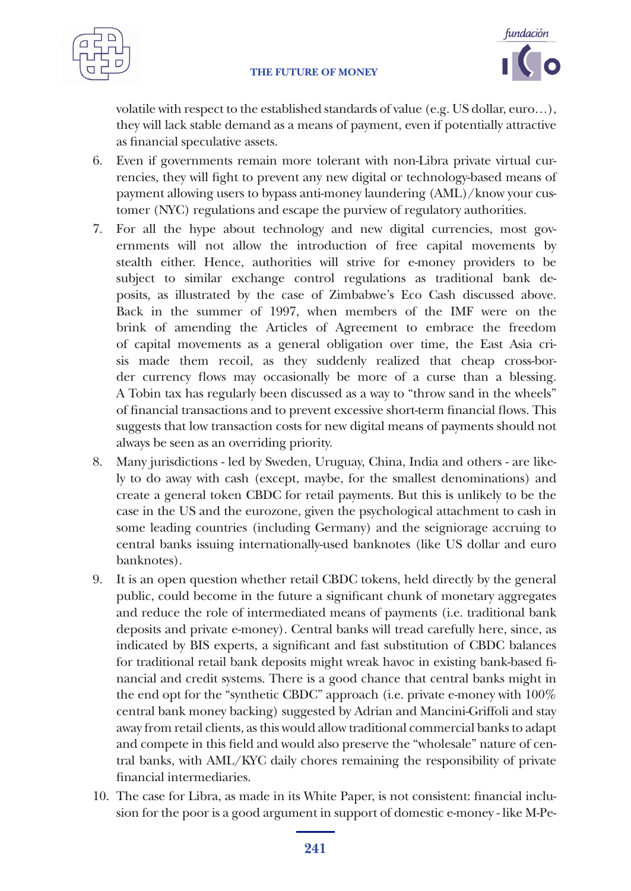volatile with respect to the established standards of value (e.g. US dollar, euro…), they will lack stable demand as a means of payment, even if potentially attractive as financial speculative assets.

6. Even if governments remain more tolerant with non-Libra private virtual currencies, they will fight to prevent any new digital or technology-based means of payment allowing users to bypass anti-money laundering (AML)/know your customer (NYC) regulations and escape the purview of regulatory authorities.
7. For all the hype about technology and new digital currencies, most governments will not allow the introduction of free capital movements by stealth either. Hence, authorities will strive for e-money providers to be subject to similar exchange control regulations as traditional bank deposits, as illustrated by the case of Zimbabwe's Eco Cash discussed above. Back in the summer of 1997, when members of the IMF were on the brink of amending the Articles of Agreement to embrace the freedom of capital movements as a general obligation over time, the East Asia crisis made them recoil, as they suddenly realized that cheap cross-border currency flows may occasionally be more of a curse than a blessing. A Tobin tax has regularly been discussed as a way to "throw sand in the wheels" of financial transactions and to prevent excessive short-term financial flows. This suggests that low transaction costs for new digital means of payments should not always be seen as an overriding priority.
8. Many jurisdictions - led by Sweden, Uruguay, China, India and others - are likely to do away with cash (except, maybe, for the smallest denominations) and create a general token CBDC for retail payments. But this is unlikely to be the case in the US and the eurozone, given the psychological attachment to cash in some leading countries (including Germany) and the seigniorage accruing to central banks issuing internationally-used banknotes (like US dollar and euro banknotes).
9. It is an open question whether retail CBDC tokens, held directly by the general public, could become in the future a significant chunk of monetary aggregates and reduce the role of intermediated means of payments (i.e. traditional bank deposits and private e-money). Central banks will tread carefully here, since, as indicated by BIS experts, a significant and fast substitution of CBDC balances for traditional retail bank deposits might wreak havoc in existing bank-based financial and credit systems. There is a good chance that central banks might in the end opt for the "synthetic CBDC" approach (i.e. private e-money with 100% central bank money backing) suggested by Adrian and Mancini-Griffoli and stay away from retail clients, as this would allow traditional commercial banks to adapt and compete in this field and would also preserve the "wholesale" nature of central banks, with AML/KYC daily chores remaining the responsibility of private financial intermediaries.
10. The case for Libra, as made in its White Paper, is not consistent: financial inclusion for the poor is a good argument in support of domestic e-money - like M-Pe-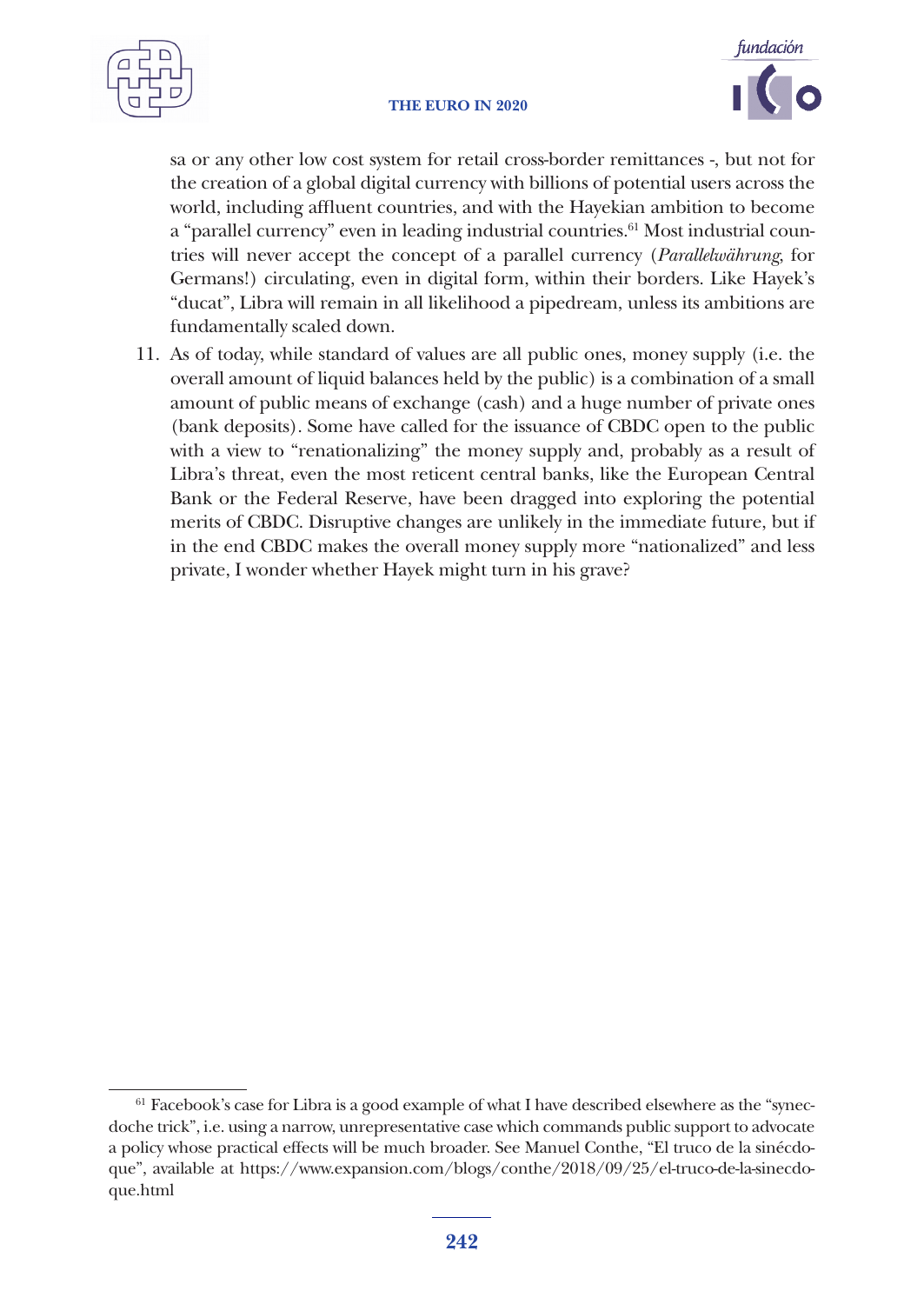sa or any other low cost system for retail cross-border remittances -, but not for the creation of a global digital currency with billions of potential users across the world, including affluent countries, and with the Hayekian ambition to become a "parallel currency" even in leading industrial countries.[61] Most industrial countries will never accept the concept of a parallel currency (*Parallelwährung*, for Germans!) circulating, even in digital form, within their borders. Like Hayek's "ducat", Libra will remain in all likelihood a pipedream, unless its ambitions are fundamentally scaled down.

11. As of today, while standard of values are all public ones, money supply (i.e. the overall amount of liquid balances held by the public) is a combination of a small amount of public means of exchange (cash) and a huge number of private ones (bank deposits). Some have called for the issuance of CBDC open to the public with a view to "renationalizing" the money supply and, probably as a result of Libra's threat, even the most reticent central banks, like the European Central Bank or the Federal Reserve, have been dragged into exploring the potential merits of CBDC. Disruptive changes are unlikely in the immediate future, but if in the end CBDC makes the overall money supply more "nationalized" and less private, I wonder whether Hayek might turn in his grave?

---

[61] Facebook's case for Libra is a good example of what I have described elsewhere as the "synecdoche trick", i.e. using a narrow, unrepresentative case which commands public support to advocate a policy whose practical effects will be much broader. See Manuel Conthe, "El truco de la sinécdoque", available at https://www.expansion.com/blogs/conthe/2018/09/25/el-truco-de-la-sinecdoque.html